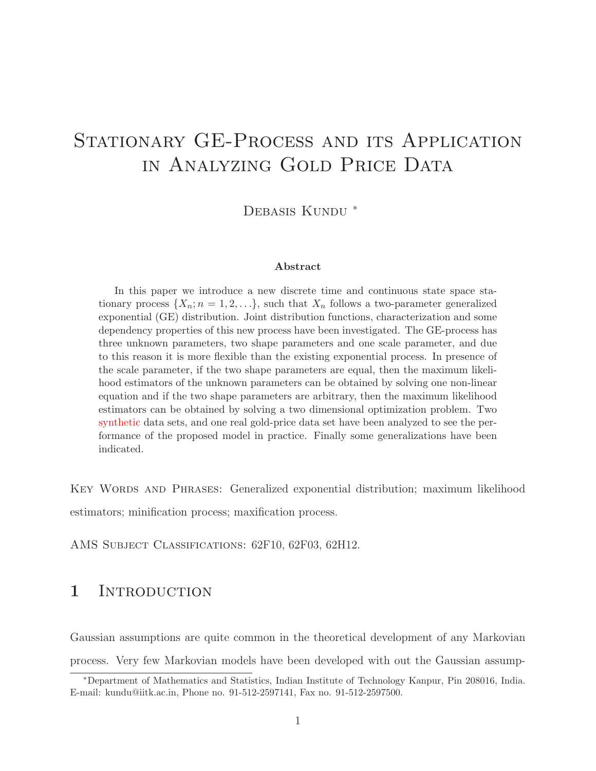# Stationary GE-Process and its Application in Analyzing Gold Price Data

Debasis Kundu [*]

### Abstract

In this paper we introduce a new discrete time and continuous state space stationary process $\{X_n; n = 1, 2, \ldots\}$, such that $X_n$ follows a two-parameter generalized exponential (GE) distribution. Joint distribution functions, characterization and some dependency properties of this new process have been investigated. The GE-process has three unknown parameters, two shape parameters and one scale parameter, and due to this reason it is more flexible than the existing exponential process. In presence of the scale parameter, if the two shape parameters are equal, then the maximum likelihood estimators of the unknown parameters can be obtained by solving one non-linear equation and if the two shape parameters are arbitrary, then the maximum likelihood estimators can be obtained by solving a two dimensional optimization problem. Two synthetic data sets, and one real gold-price data set have been analyzed to see the performance of the proposed model in practice. Finally some generalizations have been indicated.

Key Words and Phrases: Generalized exponential distribution; maximum likelihood estimators; minification process; maxification process.

AMS Subject Classifications: 62F10, 62F03, 62H12.

## 1 Introduction

Gaussian assumptions are quite common in the theoretical development of any Markovian process. Very few Markovian models have been developed with out the Gaussian assump-

[*] Department of Mathematics and Statistics, Indian Institute of Technology Kanpur, Pin 208016, India. E-mail: kundu@iitk.ac.in, Phone no. 91-512-2597141, Fax no. 91-512-2597500.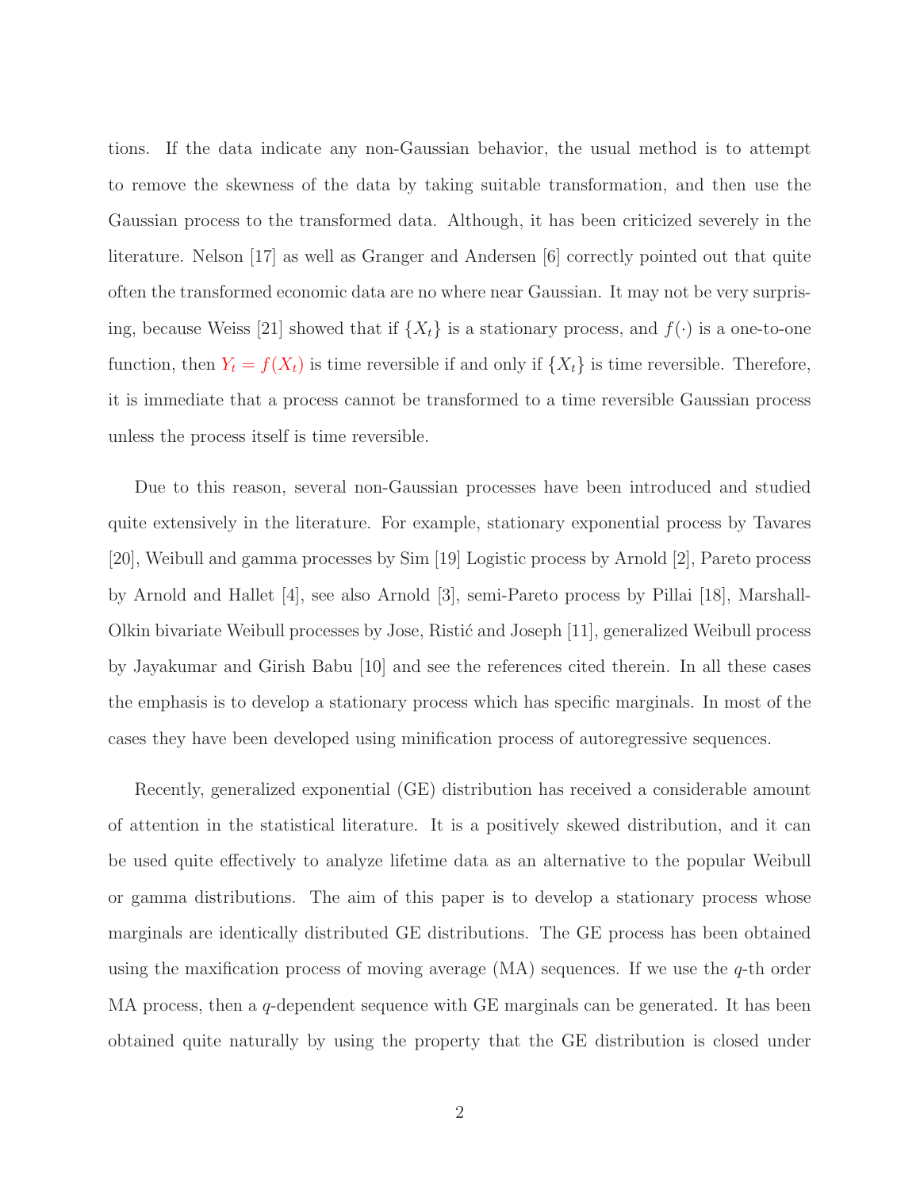tions. If the data indicate any non-Gaussian behavior, the usual method is to attempt to remove the skewness of the data by taking suitable transformation, and then use the Gaussian process to the transformed data. Although, it has been criticized severely in the literature. Nelson [17] as well as Granger and Andersen [6] correctly pointed out that quite often the transformed economic data are no where near Gaussian. It may not be very surprising, because Weiss [21] showed that if $\{X_t\}$ is a stationary process, and $f(\cdot)$ is a one-to-one function, then $Y_t = f(X_t)$ is time reversible if and only if $\{X_t\}$ is time reversible. Therefore, it is immediate that a process cannot be transformed to a time reversible Gaussian process unless the process itself is time reversible.

Due to this reason, several non-Gaussian processes have been introduced and studied quite extensively in the literature. For example, stationary exponential process by Tavares [20], Weibull and gamma processes by Sim [19] Logistic process by Arnold [2], Pareto process by Arnold and Hallet [4], see also Arnold [3], semi-Pareto process by Pillai [18], Marshall-Olkin bivariate Weibull processes by Jose, Ristić and Joseph [11], generalized Weibull process by Jayakumar and Girish Babu [10] and see the references cited therein. In all these cases the emphasis is to develop a stationary process which has specific marginals. In most of the cases they have been developed using minification process of autoregressive sequences.

Recently, generalized exponential (GE) distribution has received a considerable amount of attention in the statistical literature. It is a positively skewed distribution, and it can be used quite effectively to analyze lifetime data as an alternative to the popular Weibull or gamma distributions. The aim of this paper is to develop a stationary process whose marginals are identically distributed GE distributions. The GE process has been obtained using the maxification process of moving average (MA) sequences. If we use the $q$-th order MA process, then a $q$-dependent sequence with GE marginals can be generated. It has been obtained quite naturally by using the property that the GE distribution is closed under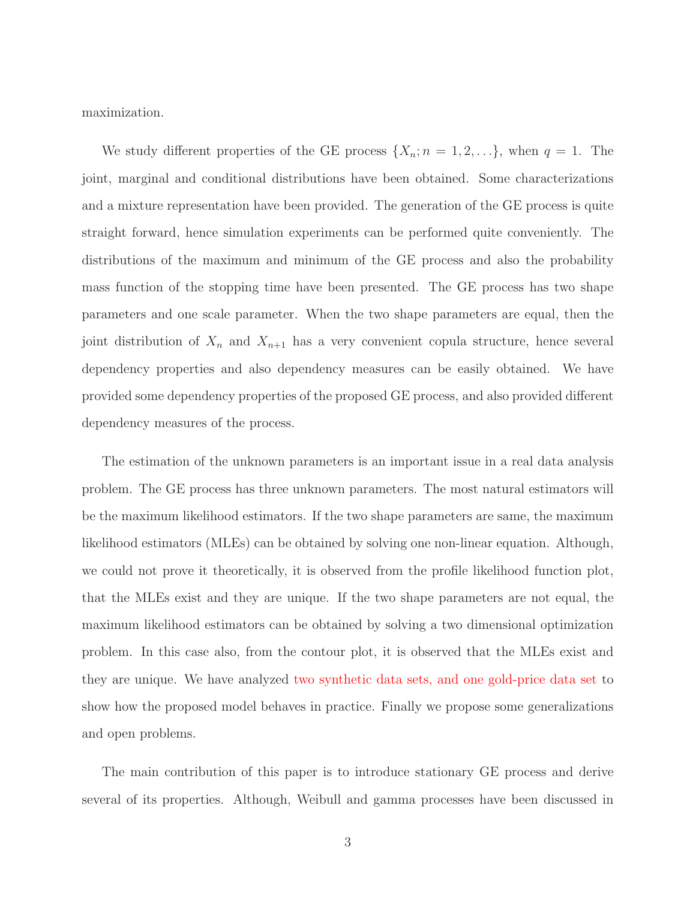maximization.

We study different properties of the GE process $\{X_n; n = 1, 2, \ldots\}$, when $q = 1$. The joint, marginal and conditional distributions have been obtained. Some characterizations and a mixture representation have been provided. The generation of the GE process is quite straight forward, hence simulation experiments can be performed quite conveniently. The distributions of the maximum and minimum of the GE process and also the probability mass function of the stopping time have been presented. The GE process has two shape parameters and one scale parameter. When the two shape parameters are equal, then the joint distribution of $X_n$ and $X_{n+1}$ has a very convenient copula structure, hence several dependency properties and also dependency measures can be easily obtained. We have provided some dependency properties of the proposed GE process, and also provided different dependency measures of the process.

The estimation of the unknown parameters is an important issue in a real data analysis problem. The GE process has three unknown parameters. The most natural estimators will be the maximum likelihood estimators. If the two shape parameters are same, the maximum likelihood estimators (MLEs) can be obtained by solving one non-linear equation. Although, we could not prove it theoretically, it is observed from the profile likelihood function plot, that the MLEs exist and they are unique. If the two shape parameters are not equal, the maximum likelihood estimators can be obtained by solving a two dimensional optimization problem. In this case also, from the contour plot, it is observed that the MLEs exist and they are unique. We have analyzed two synthetic data sets, and one gold-price data set to show how the proposed model behaves in practice. Finally we propose some generalizations and open problems.

The main contribution of this paper is to introduce stationary GE process and derive several of its properties. Although, Weibull and gamma processes have been discussed in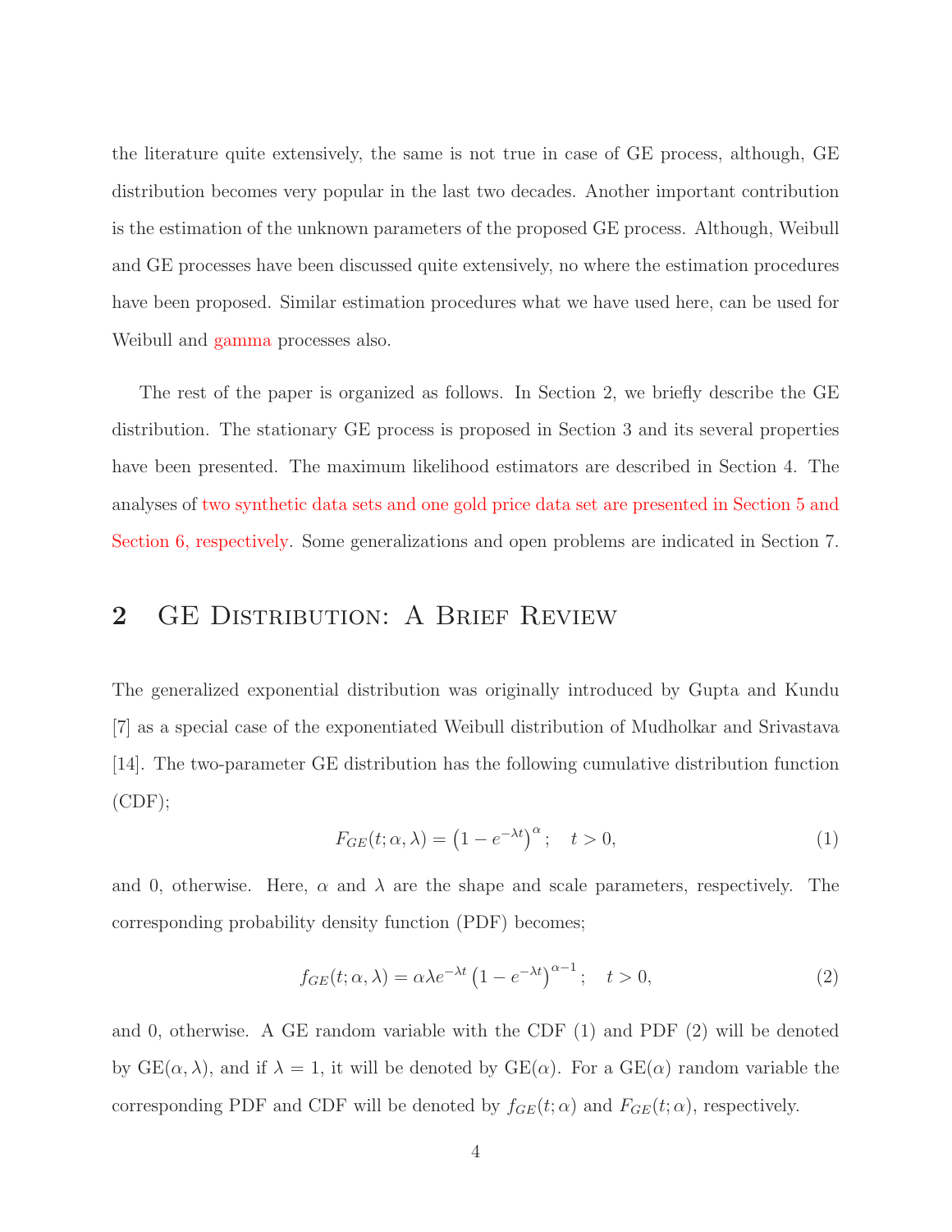the literature quite extensively, the same is not true in case of GE process, although, GE distribution becomes very popular in the last two decades. Another important contribution is the estimation of the unknown parameters of the proposed GE process. Although, Weibull and GE processes have been discussed quite extensively, no where the estimation procedures have been proposed. Similar estimation procedures what we have used here, can be used for Weibull and gamma processes also.

The rest of the paper is organized as follows. In Section 2, we briefly describe the GE distribution. The stationary GE process is proposed in Section 3 and its several properties have been presented. The maximum likelihood estimators are described in Section 4. The analyses of two synthetic data sets and one gold price data set are presented in Section 5 and Section 6, respectively. Some generalizations and open problems are indicated in Section 7.

## 2 GE Distribution: A Brief Review

The generalized exponential distribution was originally introduced by Gupta and Kundu [7] as a special case of the exponentiated Weibull distribution of Mudholkar and Srivastava [14]. The two-parameter GE distribution has the following cumulative distribution function (CDF);

$$F_{GE}(t; \alpha, \lambda) = \left(1 - e^{-\lambda t}\right)^{\alpha}; \quad t > 0, \tag{1}$$

and 0, otherwise. Here, $\alpha$ and $\lambda$ are the shape and scale parameters, respectively. The corresponding probability density function (PDF) becomes;

$$f_{GE}(t; \alpha, \lambda) = \alpha \lambda e^{-\lambda t} \left(1 - e^{-\lambda t}\right)^{\alpha - 1}; \quad t > 0, \tag{2}$$

and 0, otherwise. A GE random variable with the CDF (1) and PDF (2) will be denoted by GE($\alpha, \lambda$), and if $\lambda = 1$, it will be denoted by GE($\alpha$). For a GE($\alpha$) random variable the corresponding PDF and CDF will be denoted by $f_{GE}(t; \alpha)$ and $F_{GE}(t; \alpha)$, respectively.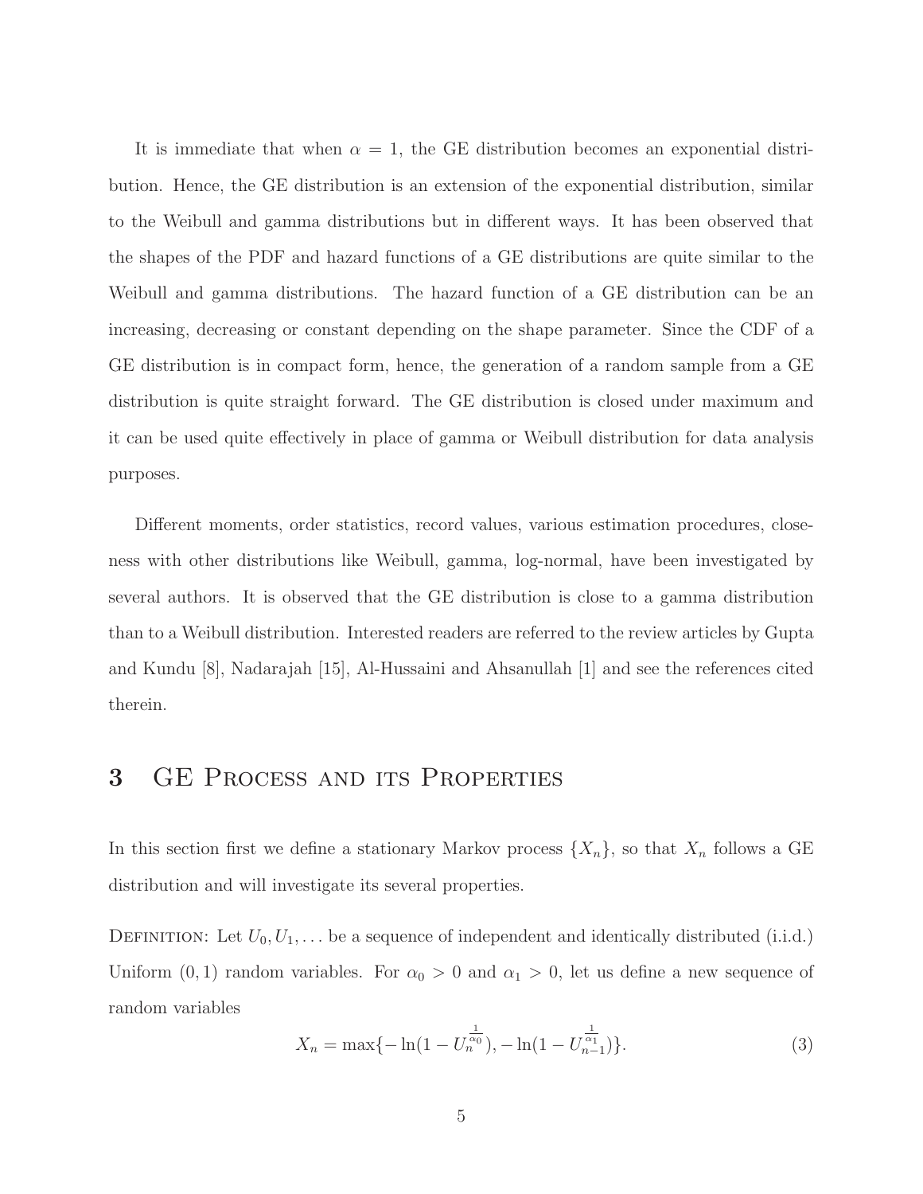It is immediate that when $\alpha = 1$, the GE distribution becomes an exponential distribution. Hence, the GE distribution is an extension of the exponential distribution, similar to the Weibull and gamma distributions but in different ways. It has been observed that the shapes of the PDF and hazard functions of a GE distributions are quite similar to the Weibull and gamma distributions. The hazard function of a GE distribution can be an increasing, decreasing or constant depending on the shape parameter. Since the CDF of a GE distribution is in compact form, hence, the generation of a random sample from a GE distribution is quite straight forward. The GE distribution is closed under maximum and it can be used quite effectively in place of gamma or Weibull distribution for data analysis purposes.

Different moments, order statistics, record values, various estimation procedures, closeness with other distributions like Weibull, gamma, log-normal, have been investigated by several authors. It is observed that the GE distribution is close to a gamma distribution than to a Weibull distribution. Interested readers are referred to the review articles by Gupta and Kundu [8], Nadarajah [15], Al-Hussaini and Ahsanullah [1] and see the references cited therein.

## 3 GE Process and its Properties

In this section first we define a stationary Markov process $\{X_n\}$, so that $X_n$ follows a GE distribution and will investigate its several properties.

Definition: Let $U_0, U_1, \ldots$ be a sequence of independent and identically distributed (i.i.d.) Uniform $(0, 1)$ random variables. For $\alpha_0 > 0$ and $\alpha_1 > 0$, let us define a new sequence of random variables

$$X_n = \max\{-\ln(1 - U_n^{\frac{1}{\alpha_0}}), -\ln(1 - U_{n-1}^{\frac{1}{\alpha_1}})\}. \tag{3}$$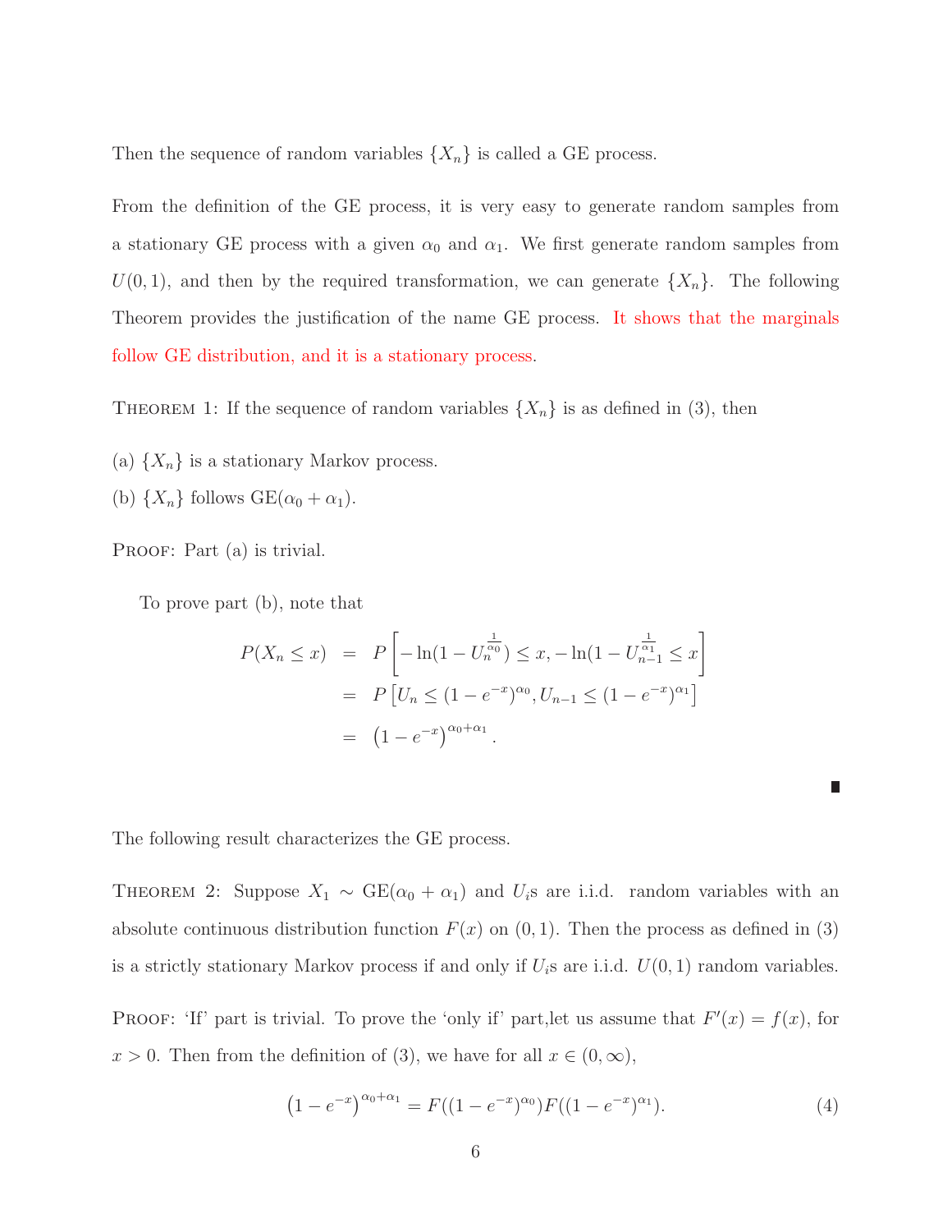Then the sequence of random variables $\{X_n\}$ is called a GE process.

From the definition of the GE process, it is very easy to generate random samples from a stationary GE process with a given $\alpha_0$ and $\alpha_1$. We first generate random samples from $U(0,1)$, and then by the required transformation, we can generate $\{X_n\}$. The following Theorem provides the justification of the name GE process. It shows that the marginals follow GE distribution, and it is a stationary process.

THEOREM 1: If the sequence of random variables $\{X_n\}$ is as defined in (3), then

(a) $\{X_n\}$ is a stationary Markov process.

(b) $\{X_n\}$ follows $\text{GE}(\alpha_0 + \alpha_1)$.

PROOF: Part (a) is trivial.

To prove part (b), note that

$$
\begin{aligned}
P(X_n \le x) &= P\left[-\ln(1 - U_n^{\frac{1}{\alpha_0}}) \le x, -\ln(1 - U_{n-1}^{\frac{1}{\alpha_1}} \le x\right] \\
&= P\left[U_n \le (1 - e^{-x})^{\alpha_0}, U_{n-1} \le (1 - e^{-x})^{\alpha_1}\right] \\
&= \left(1 - e^{-x}\right)^{\alpha_0 + \alpha_1}.
\end{aligned}
$$

■

The following result characterizes the GE process.

THEOREM 2: Suppose $X_1 \sim \text{GE}(\alpha_0 + \alpha_1)$ and $U_i$s are i.i.d. random variables with an absolute continuous distribution function $F(x)$ on $(0,1)$. Then the process as defined in (3) is a strictly stationary Markov process if and only if $U_i$s are i.i.d. $U(0,1)$ random variables.

PROOF: 'If' part is trivial. To prove the 'only if' part,let us assume that $F'(x) = f(x)$, for $x > 0$. Then from the definition of (3), we have for all $x \in (0, \infty)$,

$$
\left(1 - e^{-x}\right)^{\alpha_0 + \alpha_1} = F((1 - e^{-x})^{\alpha_0}) F((1 - e^{-x})^{\alpha_1}). \tag{4}
$$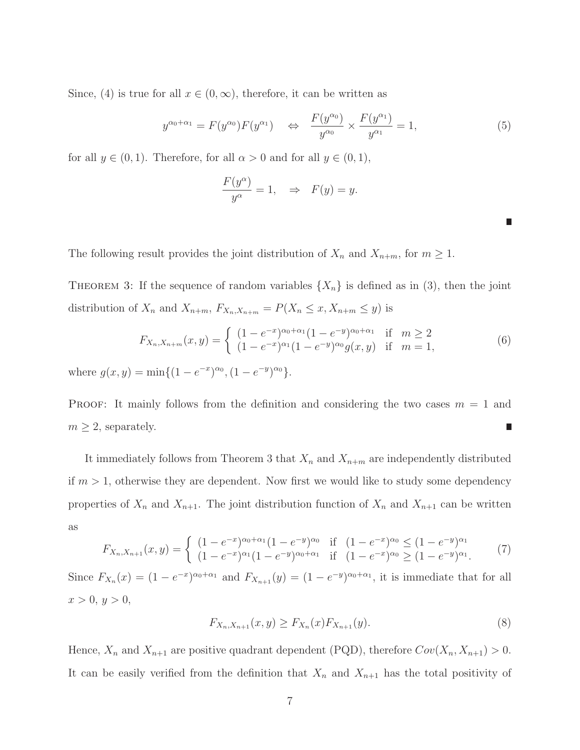Since, (4) is true for all $x \in (0, \infty)$, therefore, it can be written as

$$y^{\alpha_0+\alpha_1} = F(y^{\alpha_0})F(y^{\alpha_1}) \quad \Leftrightarrow \quad \frac{F(y^{\alpha_0})}{y^{\alpha_0}} \times \frac{F(y^{\alpha_1})}{y^{\alpha_1}} = 1, \tag{5}$$

for all $y \in (0, 1)$. Therefore, for all $\alpha > 0$ and for all $y \in (0, 1)$,

$$\frac{F(y^{\alpha})}{y^{\alpha}} = 1, \quad \Rightarrow \quad F(y) = y.$$

■

The following result provides the joint distribution of $X_n$ and $X_{n+m}$, for $m \geq 1$.

Theorem 3: If the sequence of random variables $\{X_n\}$ is defined as in (3), then the joint distribution of $X_n$ and $X_{n+m}$, $F_{X_n,X_{n+m}} = P(X_n \leq x, X_{n+m} \leq y)$ is

$$F_{X_n,X_{n+m}}(x, y) = \begin{cases} (1 - e^{-x})^{\alpha_0+\alpha_1}(1 - e^{-y})^{\alpha_0+\alpha_1} & \text{if} \quad m \geq 2 \\ (1 - e^{-x})^{\alpha_1}(1 - e^{-y})^{\alpha_0} g(x, y) & \text{if} \quad m = 1, \end{cases} \tag{6}$$

where $g(x, y) = \min\{(1 - e^{-x})^{\alpha_0}, (1 - e^{-y})^{\alpha_0}\}$.

Proof: It mainly follows from the definition and considering the two cases $m = 1$ and $m \geq 2$, separately. ■

It immediately follows from Theorem 3 that $X_n$ and $X_{n+m}$ are independently distributed if $m > 1$, otherwise they are dependent. Now first we would like to study some dependency properties of $X_n$ and $X_{n+1}$. The joint distribution function of $X_n$ and $X_{n+1}$ can be written as

$$F_{X_n,X_{n+1}}(x, y) = \begin{cases} (1 - e^{-x})^{\alpha_0+\alpha_1}(1 - e^{-y})^{\alpha_0} & \text{if} \quad (1 - e^{-x})^{\alpha_0} \leq (1 - e^{-y})^{\alpha_1} \\ (1 - e^{-x})^{\alpha_1}(1 - e^{-y})^{\alpha_0+\alpha_1} & \text{if} \quad (1 - e^{-x})^{\alpha_0} \geq (1 - e^{-y})^{\alpha_1}. \end{cases} \tag{7}$$

Since $F_{X_n}(x) = (1 - e^{-x})^{\alpha_0+\alpha_1}$ and $F_{X_{n+1}}(y) = (1 - e^{-y})^{\alpha_0+\alpha_1}$, it is immediate that for all $x > 0$, $y > 0$,

$$F_{X_n,X_{n+1}}(x, y) \geq F_{X_n}(x)F_{X_{n+1}}(y). \tag{8}$$

Hence, $X_n$ and $X_{n+1}$ are positive quadrant dependent (PQD), therefore $Cov(X_n, X_{n+1}) > 0$. It can be easily verified from the definition that $X_n$ and $X_{n+1}$ has the total positivity of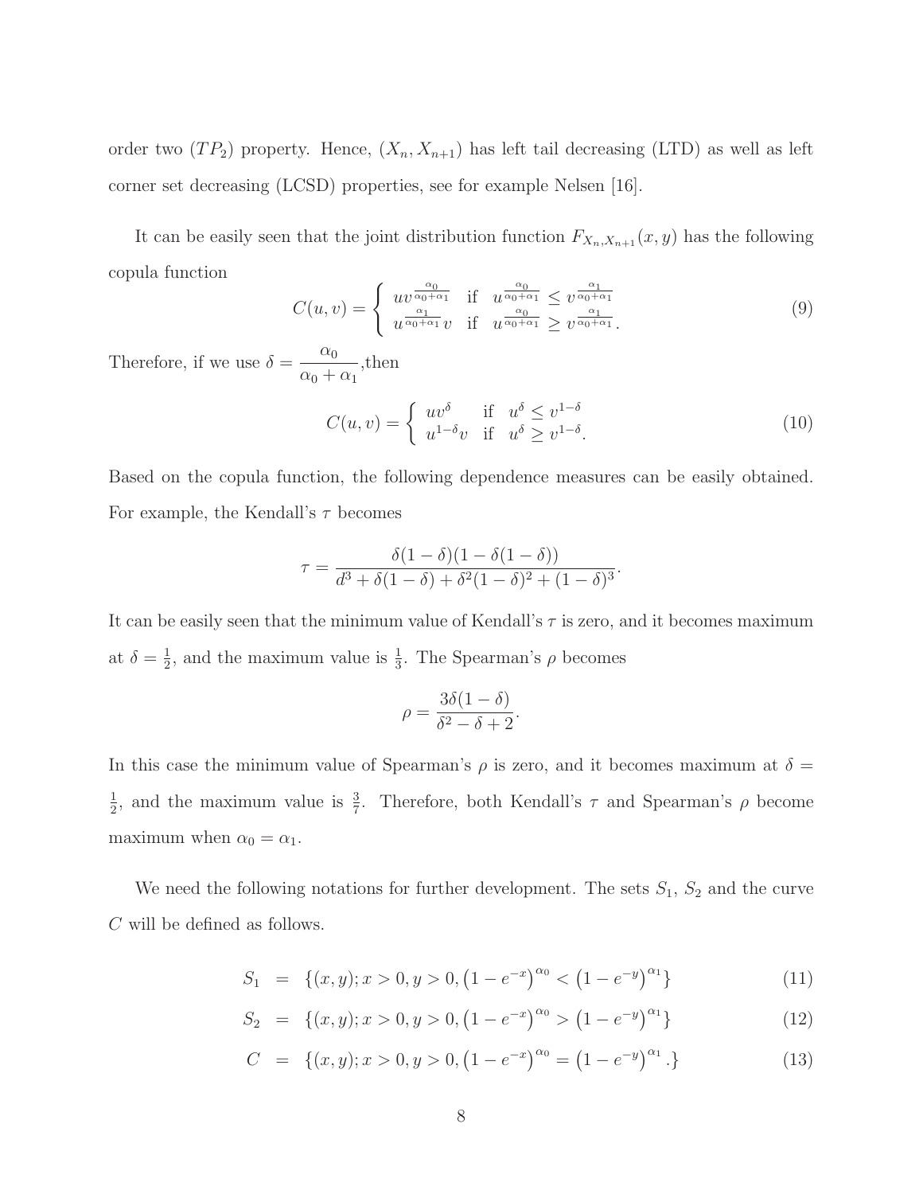order two ($TP_2$) property. Hence, $(X_n, X_{n+1})$ has left tail decreasing (LTD) as well as left corner set decreasing (LCSD) properties, see for example Nelsen [16].

It can be easily seen that the joint distribution function $F_{X_n,X_{n+1}}(x,y)$ has the following copula function

$$C(u,v) = \begin{cases} uv^{\frac{\alpha_0}{\alpha_0+\alpha_1}} & \text{if} \quad u^{\frac{\alpha_0}{\alpha_0+\alpha_1}} \leq v^{\frac{\alpha_1}{\alpha_0+\alpha_1}} \\ u^{\frac{\alpha_1}{\alpha_0+\alpha_1}} v & \text{if} \quad u^{\frac{\alpha_0}{\alpha_0+\alpha_1}} \geq v^{\frac{\alpha_1}{\alpha_0+\alpha_1}}. \end{cases} \tag{9}$$

Therefore, if we use $\delta = \dfrac{\alpha_0}{\alpha_0+\alpha_1}$,then

$$C(u,v) = \begin{cases} uv^{\delta} & \text{if} \quad u^{\delta} \leq v^{1-\delta} \\ u^{1-\delta} v & \text{if} \quad u^{\delta} \geq v^{1-\delta}. \end{cases} \tag{10}$$

Based on the copula function, the following dependence measures can be easily obtained. For example, the Kendall's $\tau$ becomes

$$\tau = \frac{\delta(1-\delta)(1-\delta(1-\delta))}{d^3 + \delta(1-\delta) + \delta^2(1-\delta)^2 + (1-\delta)^3}.$$

It can be easily seen that the minimum value of Kendall's $\tau$ is zero, and it becomes maximum at $\delta = \frac{1}{2}$, and the maximum value is $\frac{1}{3}$. The Spearman's $\rho$ becomes

$$\rho = \frac{3\delta(1-\delta)}{\delta^2 - \delta + 2}.$$

In this case the minimum value of Spearman's $\rho$ is zero, and it becomes maximum at $\delta = \frac{1}{2}$, and the maximum value is $\frac{3}{7}$. Therefore, both Kendall's $\tau$ and Spearman's $\rho$ become maximum when $\alpha_0 = \alpha_1$.

We need the following notations for further development. The sets $S_1$, $S_2$ and the curve $C$ will be defined as follows.

$$S_1 = \{(x,y); x > 0, y > 0, \left(1-e^{-x}\right)^{\alpha_0} < \left(1-e^{-y}\right)^{\alpha_1}\} \tag{11}$$

$$S_2 = \{(x,y); x > 0, y > 0, \left(1-e^{-x}\right)^{\alpha_0} > \left(1-e^{-y}\right)^{\alpha_1}\} \tag{12}$$

$$C = \{(x,y); x > 0, y > 0, \left(1-e^{-x}\right)^{\alpha_0} = \left(1-e^{-y}\right)^{\alpha_1}.\} \tag{13}$$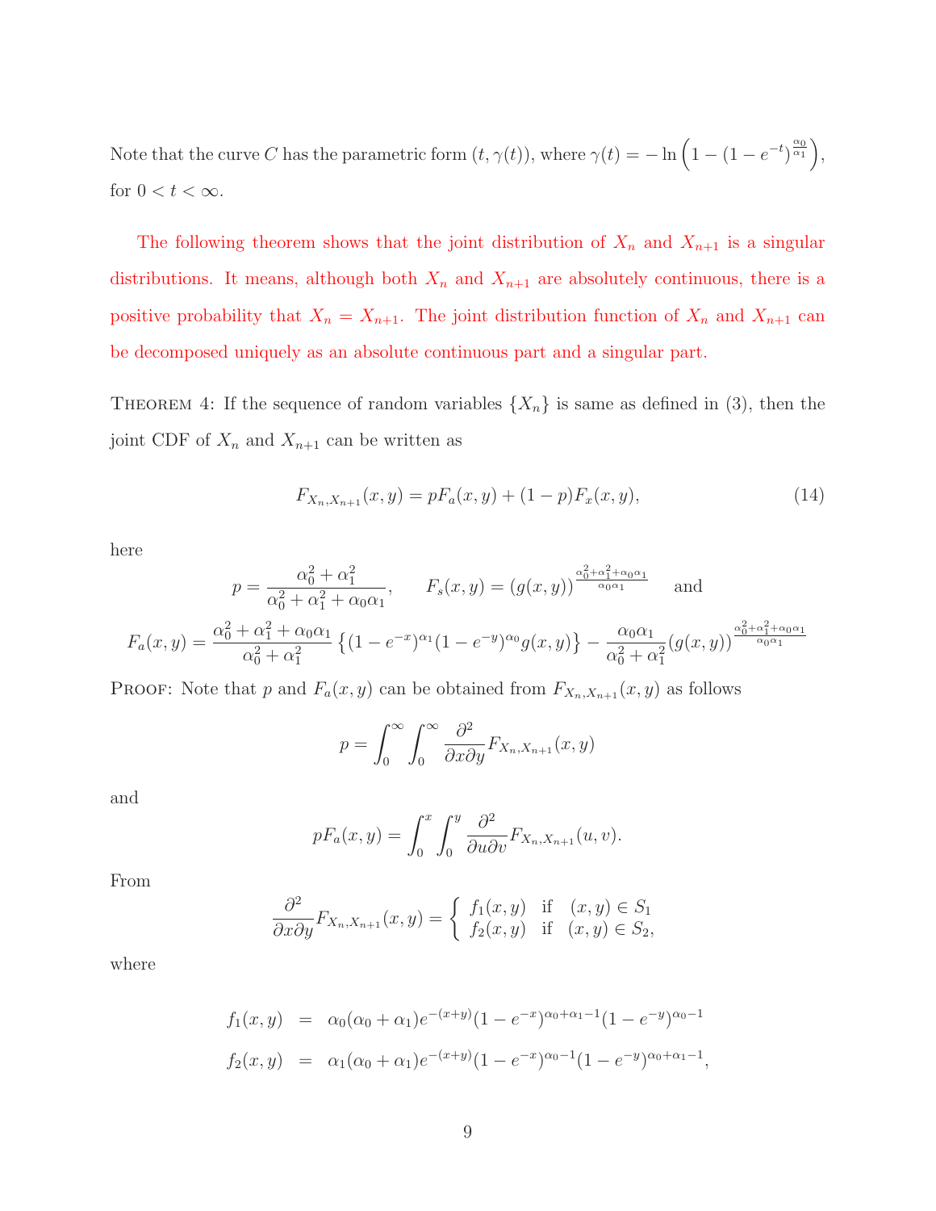Note that the curve $C$ has the parametric form $(t, \gamma(t))$, where $\gamma(t) = -\ln\left(1 - (1-e^{-t})^{\frac{\alpha_0}{\alpha_1}}\right)$, for $0 < t < \infty$.

The following theorem shows that the joint distribution of $X_n$ and $X_{n+1}$ is a singular distributions. It means, although both $X_n$ and $X_{n+1}$ are absolutely continuous, there is a positive probability that $X_n = X_{n+1}$. The joint distribution function of $X_n$ and $X_{n+1}$ can be decomposed uniquely as an absolute continuous part and a singular part.

THEOREM 4: If the sequence of random variables $\{X_n\}$ is same as defined in (3), then the joint CDF of $X_n$ and $X_{n+1}$ can be written as

$$F_{X_n,X_{n+1}}(x,y) = pF_a(x,y) + (1-p)F_x(x,y), \tag{14}$$

here

$$p = \frac{\alpha_0^2+\alpha_1^2}{\alpha_0^2+\alpha_1^2+\alpha_0\alpha_1}, \qquad F_s(x,y) = (g(x,y))^{\frac{\alpha_0^2+\alpha_1^2+\alpha_0\alpha_1}{\alpha_0\alpha_1}} \quad \text{and}$$

$$F_a(x,y) = \frac{\alpha_0^2+\alpha_1^2+\alpha_0\alpha_1}{\alpha_0^2+\alpha_1^2}\left\{(1-e^{-x})^{\alpha_1}(1-e^{-y})^{\alpha_0}g(x,y)\right\} - \frac{\alpha_0\alpha_1}{\alpha_0^2+\alpha_1^2}(g(x,y))^{\frac{\alpha_0^2+\alpha_1^2+\alpha_0\alpha_1}{\alpha_0\alpha_1}}$$

PROOF: Note that $p$ and $F_a(x,y)$ can be obtained from $F_{X_n,X_{n+1}}(x,y)$ as follows

$$p = \int_0^\infty \int_0^\infty \frac{\partial^2}{\partial x \partial y} F_{X_n,X_{n+1}}(x,y)$$

and

$$pF_a(x,y) = \int_0^x \int_0^y \frac{\partial^2}{\partial u \partial v} F_{X_n,X_{n+1}}(u,v).$$

From

$$\frac{\partial^2}{\partial x \partial y} F_{X_n,X_{n+1}}(x,y) = \begin{cases} f_1(x,y) & \text{if} \quad (x,y) \in S_1 \\ f_2(x,y) & \text{if} \quad (x,y) \in S_2, \end{cases}$$

where

$$\begin{aligned} f_1(x,y) &= \alpha_0(\alpha_0+\alpha_1)e^{-(x+y)}(1-e^{-x})^{\alpha_0+\alpha_1-1}(1-e^{-y})^{\alpha_0-1} \\ f_2(x,y) &= \alpha_1(\alpha_0+\alpha_1)e^{-(x+y)}(1-e^{-x})^{\alpha_0-1}(1-e^{-y})^{\alpha_0+\alpha_1-1}, \end{aligned}$$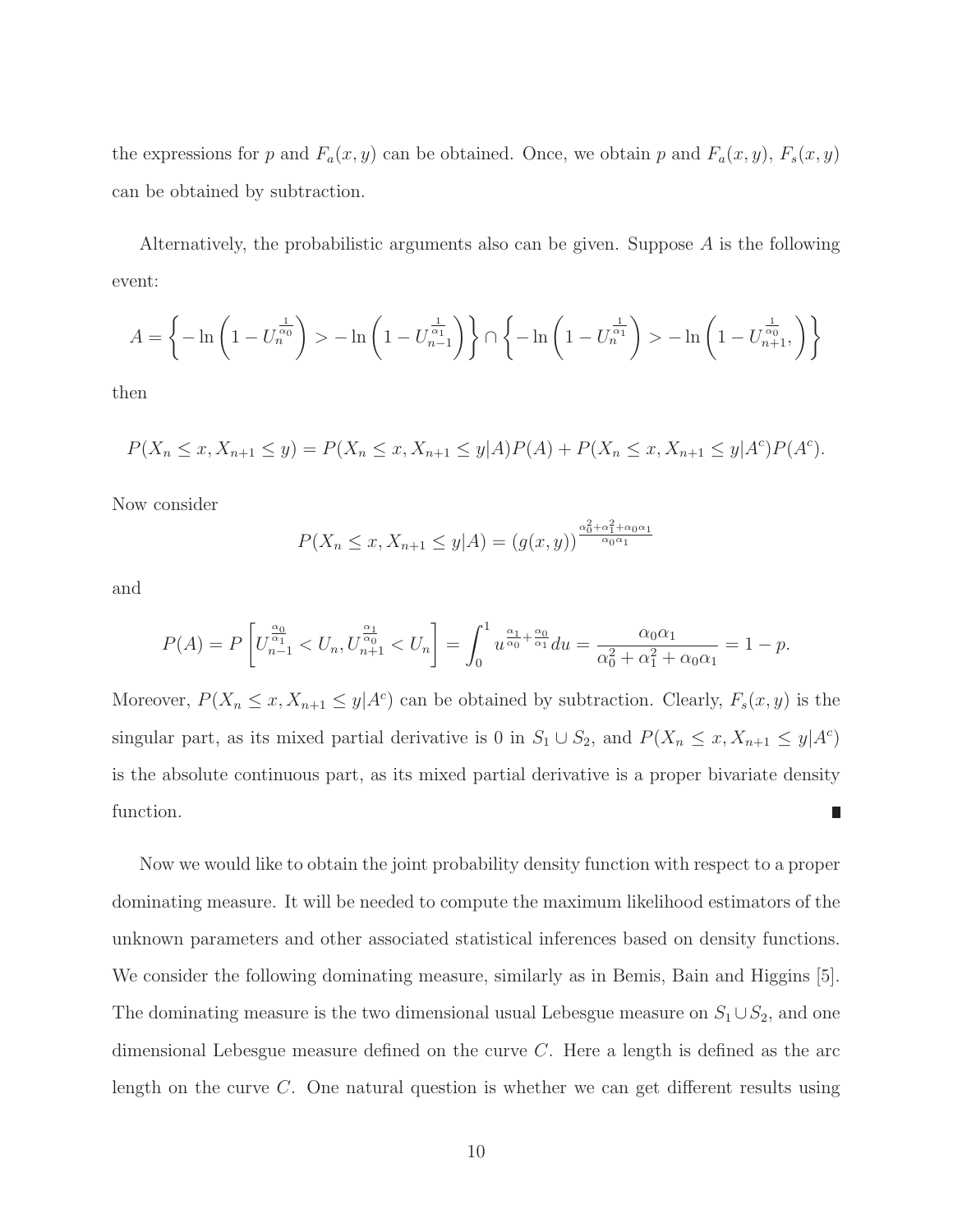the expressions for $p$ and $F_a(x, y)$ can be obtained. Once, we obtain $p$ and $F_a(x, y)$, $F_s(x, y)$ can be obtained by subtraction.

Alternatively, the probabilistic arguments also can be given. Suppose $A$ is the following event:

$$A = \left\{ -\ln\left(1 - U_n^{\frac{1}{\alpha_0}}\right) > -\ln\left(1 - U_{n-1}^{\frac{1}{\alpha_1}}\right) \right\} \cap \left\{ -\ln\left(1 - U_n^{\frac{1}{\alpha_1}}\right) > -\ln\left(1 - U_{n+1}^{\frac{1}{\alpha_0}}, \right) \right\}$$

then

$$P(X_n \leq x, X_{n+1} \leq y) = P(X_n \leq x, X_{n+1} \leq y | A) P(A) + P(X_n \leq x, X_{n+1} \leq y | A^c) P(A^c).$$

Now consider

$$P(X_n \leq x, X_{n+1} \leq y | A) = (g(x, y))^{\frac{\alpha_0^2 + \alpha_1^2 + \alpha_0 \alpha_1}{\alpha_0 \alpha_1}}$$

and

$$P(A) = P\left[ U_{n-1}^{\frac{\alpha_0}{\alpha_1}} < U_n, U_{n+1}^{\frac{\alpha_1}{\alpha_0}} < U_n \right] = \int_0^1 u^{\frac{\alpha_1}{\alpha_0} + \frac{\alpha_0}{\alpha_1}} du = \frac{\alpha_0 \alpha_1}{\alpha_0^2 + \alpha_1^2 + \alpha_0 \alpha_1} = 1 - p.$$

Moreover, $P(X_n \leq x, X_{n+1} \leq y | A^c)$ can be obtained by subtraction. Clearly, $F_s(x, y)$ is the singular part, as its mixed partial derivative is 0 in $S_1 \cup S_2$, and $P(X_n \leq x, X_{n+1} \leq y | A^c)$ is the absolute continuous part, as its mixed partial derivative is a proper bivariate density function. ∎

Now we would like to obtain the joint probability density function with respect to a proper dominating measure. It will be needed to compute the maximum likelihood estimators of the unknown parameters and other associated statistical inferences based on density functions. We consider the following dominating measure, similarly as in Bemis, Bain and Higgins [5]. The dominating measure is the two dimensional usual Lebesgue measure on $S_1 \cup S_2$, and one dimensional Lebesgue measure defined on the curve $C$. Here a length is defined as the arc length on the curve $C$. One natural question is whether we can get different results using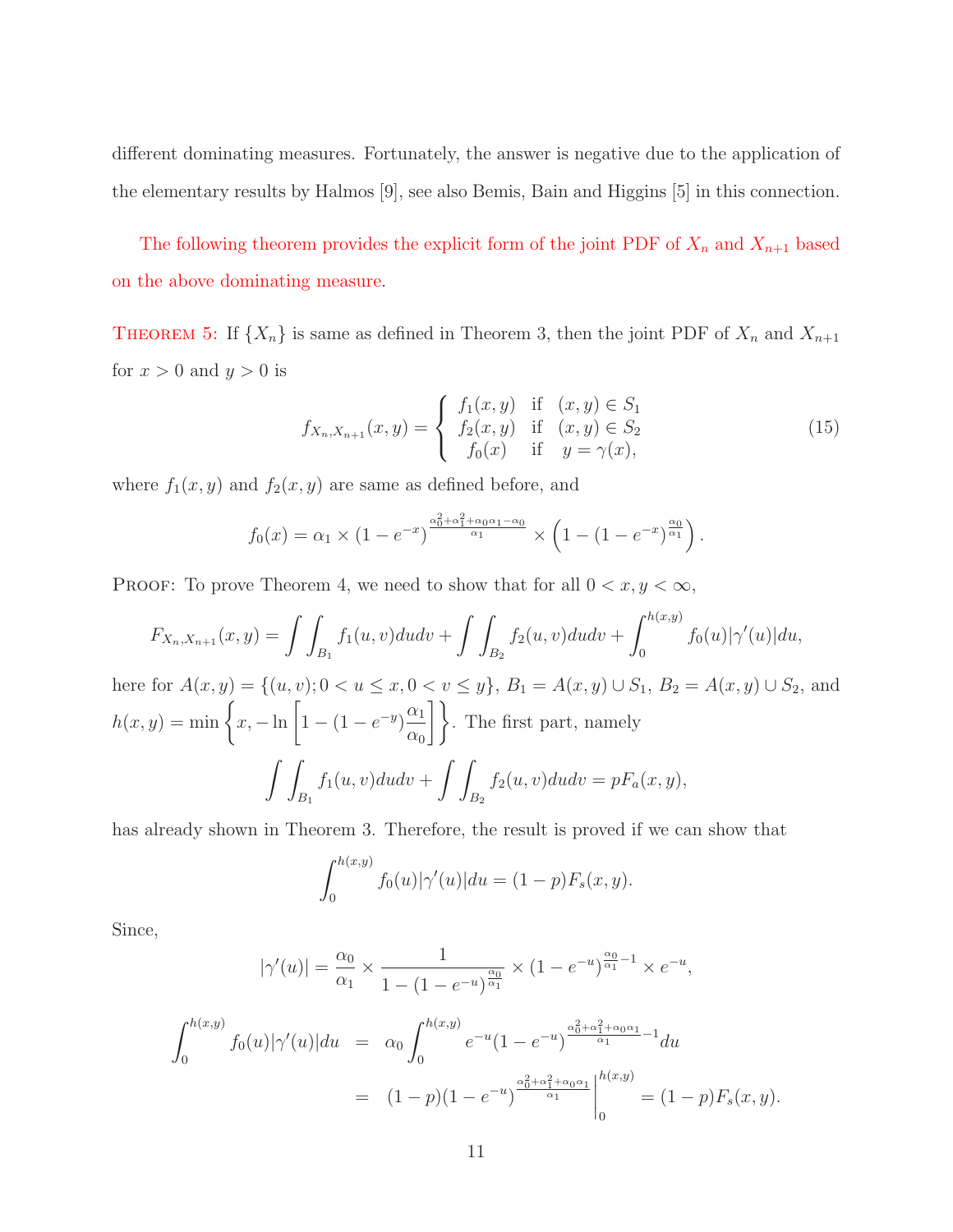different dominating measures. Fortunately, the answer is negative due to the application of the elementary results by Halmos [9], see also Bemis, Bain and Higgins [5] in this connection.

The following theorem provides the explicit form of the joint PDF of $X_n$ and $X_{n+1}$ based on the above dominating measure.

THEOREM 5: If $\{X_n\}$ is same as defined in Theorem 3, then the joint PDF of $X_n$ and $X_{n+1}$ for $x > 0$ and $y > 0$ is

$$f_{X_n,X_{n+1}}(x,y) = \begin{cases} f_1(x,y) & \text{if} \quad (x,y) \in S_1 \\ f_2(x,y) & \text{if} \quad (x,y) \in S_2 \\ f_0(x) & \text{if} \quad y = \gamma(x), \end{cases} \tag{15}$$

where $f_1(x,y)$ and $f_2(x,y)$ are same as defined before, and

$$f_0(x) = \alpha_1 \times (1 - e^{-x})^{\frac{\alpha_0^2 + \alpha_1^2 + \alpha_0\alpha_1 - \alpha_0}{\alpha_1}} \times \left(1 - (1 - e^{-x})^{\frac{\alpha_0}{\alpha_1}}\right).$$

PROOF: To prove Theorem 4, we need to show that for all $0 < x, y < \infty$,

$$F_{X_n,X_{n+1}}(x,y) = \int\int_{B_1} f_1(u,v)dudv + \int\int_{B_2} f_2(u,v)dudv + \int_0^{h(x,y)} f_0(u)|\gamma'(u)|du,$$

here for $A(x,y) = \{(u,v); 0 < u \leq x, 0 < v \leq y\}$, $B_1 = A(x,y) \cup S_1$, $B_2 = A(x,y) \cup S_2$, and $h(x,y) = \min\left\{x, -\ln\left[1 - (1 - e^{-y})\frac{\alpha_1}{\alpha_0}\right]\right\}$. The first part, namely

$$\int\int_{B_1} f_1(u,v)dudv + \int\int_{B_2} f_2(u,v)dudv = pF_a(x,y),$$

has already shown in Theorem 3. Therefore, the result is proved if we can show that

$$\int_0^{h(x,y)} f_0(u)|\gamma'(u)|du = (1-p)F_s(x,y).$$

Since,

$$|\gamma'(u)| = \frac{\alpha_0}{\alpha_1} \times \frac{1}{1 - (1 - e^{-u})^{\frac{\alpha_0}{\alpha_1}}} \times (1 - e^{-u})^{\frac{\alpha_0}{\alpha_1} - 1} \times e^{-u},$$

$$\begin{aligned} \int_0^{h(x,y)} f_0(u)|\gamma'(u)|du &= \alpha_0 \int_0^{h(x,y)} e^{-u}(1 - e^{-u})^{\frac{\alpha_0^2 + \alpha_1^2 + \alpha_0\alpha_1}{\alpha_1} - 1} du \\ &= (1-p)(1 - e^{-u})^{\frac{\alpha_0^2 + \alpha_1^2 + \alpha_0\alpha_1}{\alpha_1}}\Bigg|_0^{h(x,y)} = (1-p)F_s(x,y). \end{aligned}$$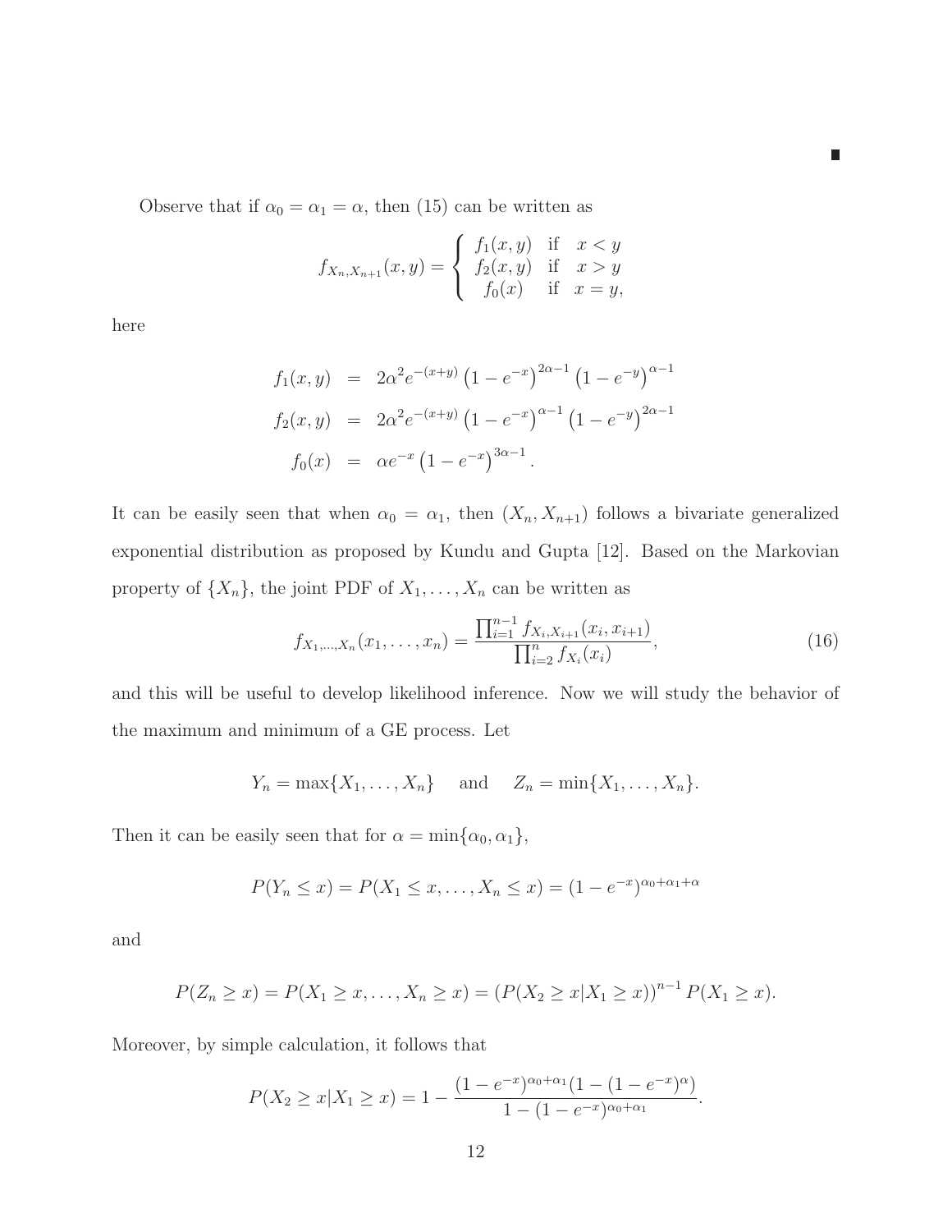∎

Observe that if $\alpha_0 = \alpha_1 = \alpha$, then (15) can be written as

$$f_{X_n, X_{n+1}}(x, y) = \begin{cases} f_1(x, y) & \text{if} \quad x < y \\ f_2(x, y) & \text{if} \quad x > y \\ f_0(x) & \text{if} \quad x = y, \end{cases}$$

here

$$\begin{aligned} f_1(x, y) &= 2\alpha^2 e^{-(x+y)} \left(1 - e^{-x}\right)^{2\alpha - 1} \left(1 - e^{-y}\right)^{\alpha - 1} \\ f_2(x, y) &= 2\alpha^2 e^{-(x+y)} \left(1 - e^{-x}\right)^{\alpha - 1} \left(1 - e^{-y}\right)^{2\alpha - 1} \\ f_0(x) &= \alpha e^{-x} \left(1 - e^{-x}\right)^{3\alpha - 1}. \end{aligned}$$

It can be easily seen that when $\alpha_0 = \alpha_1$, then $(X_n, X_{n+1})$ follows a bivariate generalized exponential distribution as proposed by Kundu and Gupta [12]. Based on the Markovian property of $\{X_n\}$, the joint PDF of $X_1, \ldots, X_n$ can be written as

$$f_{X_1, \ldots, X_n}(x_1, \ldots, x_n) = \frac{\prod_{i=1}^{n-1} f_{X_i, X_{i+1}}(x_i, x_{i+1})}{\prod_{i=2}^{n} f_{X_i}(x_i)}, \tag{16}$$

and this will be useful to develop likelihood inference. Now we will study the behavior of the maximum and minimum of a GE process. Let

$$Y_n = \max\{X_1, \ldots, X_n\} \quad \text{and} \quad Z_n = \min\{X_1, \ldots, X_n\}.$$

Then it can be easily seen that for $\alpha = \min\{\alpha_0, \alpha_1\}$,

$$P(Y_n \leq x) = P(X_1 \leq x, \ldots, X_n \leq x) = (1 - e^{-x})^{\alpha_0 + \alpha_1 + \alpha}$$

and

$$P(Z_n \geq x) = P(X_1 \geq x, \ldots, X_n \geq x) = \left(P(X_2 \geq x | X_1 \geq x)\right)^{n-1} P(X_1 \geq x).$$

Moreover, by simple calculation, it follows that

$$P(X_2 \geq x | X_1 \geq x) = 1 - \frac{(1 - e^{-x})^{\alpha_0 + \alpha_1}(1 - (1 - e^{-x})^{\alpha})}{1 - (1 - e^{-x})^{\alpha_0 + \alpha_1}}.$$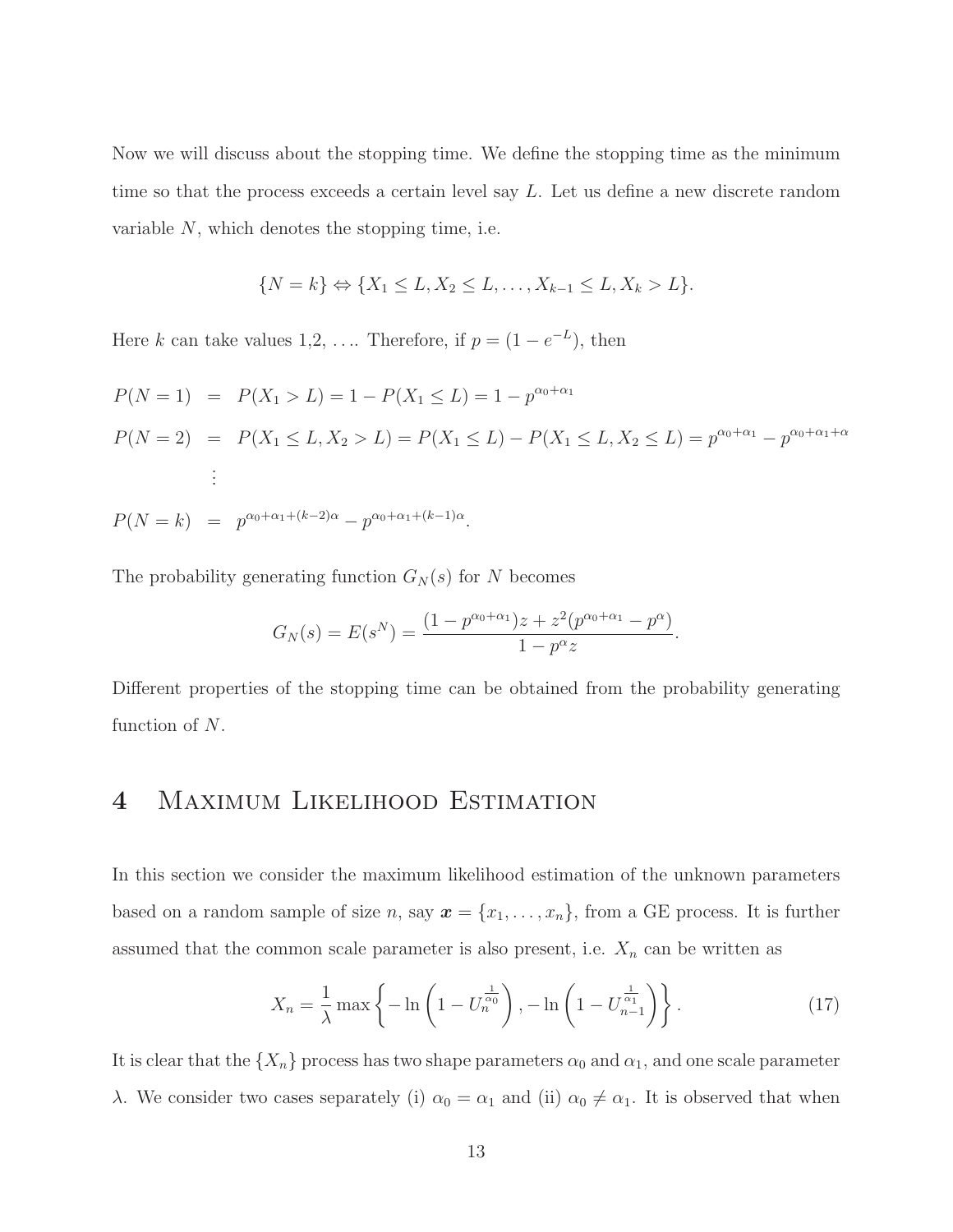Now we will discuss about the stopping time. We define the stopping time as the minimum time so that the process exceeds a certain level say $L$. Let us define a new discrete random variable $N$, which denotes the stopping time, i.e.

$$\{N = k\} \Leftrightarrow \{X_1 \leq L, X_2 \leq L, \ldots, X_{k-1} \leq L, X_k > L\}.$$

Here $k$ can take values 1,2, .... Therefore, if $p = (1 - e^{-L})$, then

$$
\begin{aligned}
P(N = 1) &= P(X_1 > L) = 1 - P(X_1 \leq L) = 1 - p^{\alpha_0+\alpha_1} \\
P(N = 2) &= P(X_1 \leq L, X_2 > L) = P(X_1 \leq L) - P(X_1 \leq L, X_2 \leq L) = p^{\alpha_0+\alpha_1} - p^{\alpha_0+\alpha_1+\alpha} \\
&\vdots \\
P(N = k) &= p^{\alpha_0+\alpha_1+(k-2)\alpha} - p^{\alpha_0+\alpha_1+(k-1)\alpha}.
\end{aligned}
$$

The probability generating function $G_N(s)$ for $N$ becomes

$$G_N(s) = E(s^N) = \frac{(1 - p^{\alpha_0+\alpha_1})z + z^2(p^{\alpha_0+\alpha_1} - p^{\alpha})}{1 - p^{\alpha}z}.$$

Different properties of the stopping time can be obtained from the probability generating function of $N$.

# 4 Maximum Likelihood Estimation

In this section we consider the maximum likelihood estimation of the unknown parameters based on a random sample of size $n$, say $\boldsymbol{x} = \{x_1, \ldots, x_n\}$, from a GE process. It is further assumed that the common scale parameter is also present, i.e. $X_n$ can be written as

$$X_n = \frac{1}{\lambda} \max\left\{ -\ln\left(1 - U_n^{\frac{1}{\alpha_0}}\right), -\ln\left(1 - U_{n-1}^{\frac{1}{\alpha_1}}\right) \right\}. \tag{17}$$

It is clear that the $\{X_n\}$ process has two shape parameters $\alpha_0$ and $\alpha_1$, and one scale parameter $\lambda$. We consider two cases separately (i) $\alpha_0 = \alpha_1$ and (ii) $\alpha_0 \neq \alpha_1$. It is observed that when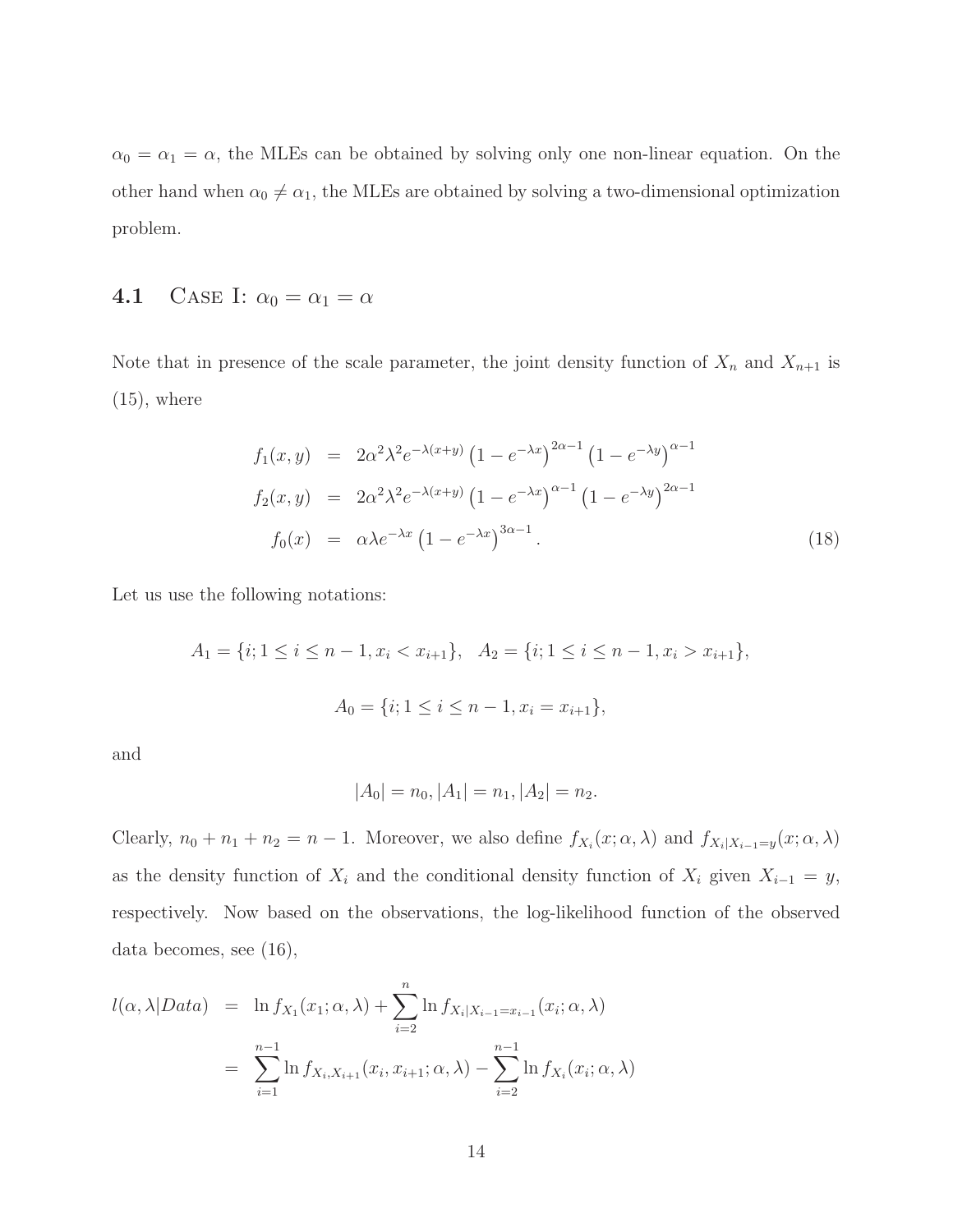$\alpha_0 = \alpha_1 = \alpha$, the MLEs can be obtained by solving only one non-linear equation. On the other hand when $\alpha_0 \neq \alpha_1$, the MLEs are obtained by solving a two-dimensional optimization problem.

### 4.1 Case I: $\alpha_0 = \alpha_1 = \alpha$

Note that in presence of the scale parameter, the joint density function of $X_n$ and $X_{n+1}$ is (15), where

$$
\begin{aligned}
f_1(x,y) &= 2\alpha^2\lambda^2 e^{-\lambda(x+y)}\left(1-e^{-\lambda x}\right)^{2\alpha-1}\left(1-e^{-\lambda y}\right)^{\alpha-1} \\
f_2(x,y) &= 2\alpha^2\lambda^2 e^{-\lambda(x+y)}\left(1-e^{-\lambda x}\right)^{\alpha-1}\left(1-e^{-\lambda y}\right)^{2\alpha-1} \\
f_0(x) &= \alpha\lambda e^{-\lambda x}\left(1-e^{-\lambda x}\right)^{3\alpha-1}. \qquad (18)
\end{aligned}
$$

Let us use the following notations:

$$
A_1 = \{i; 1 \leq i \leq n-1, x_i < x_{i+1}\}, \quad A_2 = \{i; 1 \leq i \leq n-1, x_i > x_{i+1}\},
$$

$$
A_0 = \{i; 1 \leq i \leq n-1, x_i = x_{i+1}\},
$$

and

$$
|A_0| = n_0, |A_1| = n_1, |A_2| = n_2.
$$

Clearly, $n_0 + n_1 + n_2 = n - 1$. Moreover, we also define $f_{X_i}(x; \alpha, \lambda)$ and $f_{X_i|X_{i-1}=y}(x; \alpha, \lambda)$ as the density function of $X_i$ and the conditional density function of $X_i$ given $X_{i-1} = y$, respectively. Now based on the observations, the log-likelihood function of the observed data becomes, see (16),

$$
\begin{aligned}
l(\alpha, \lambda | Data) &= \ln f_{X_1}(x_1; \alpha, \lambda) + \sum_{i=2}^{n} \ln f_{X_i|X_{i-1}=x_{i-1}}(x_i; \alpha, \lambda) \\
&= \sum_{i=1}^{n-1} \ln f_{X_i, X_{i+1}}(x_i, x_{i+1}; \alpha, \lambda) - \sum_{i=2}^{n-1} \ln f_{X_i}(x_i; \alpha, \lambda)
\end{aligned}
$$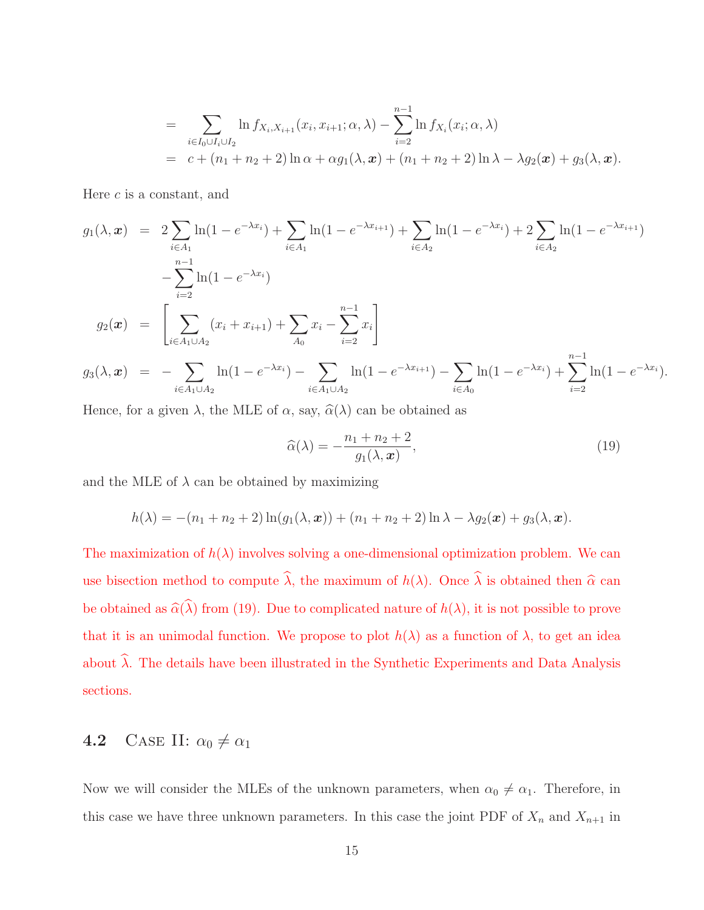$$
\begin{aligned}
&= \sum_{i \in I_0 \cup I_i \cup I_2} \ln f_{X_i, X_{i+1}}(x_i, x_{i+1}; \alpha, \lambda) - \sum_{i=2}^{n-1} \ln f_{X_i}(x_i; \alpha, \lambda) \\
&= c + (n_1 + n_2 + 2) \ln \alpha + \alpha g_1(\lambda, \boldsymbol{x}) + (n_1 + n_2 + 2) \ln \lambda - \lambda g_2(\boldsymbol{x}) + g_3(\lambda, \boldsymbol{x}).
\end{aligned}
$$

Here $c$ is a constant, and

$$
\begin{aligned}
g_1(\lambda, \boldsymbol{x}) &= 2 \sum_{i \in A_1} \ln(1 - e^{-\lambda x_i}) + \sum_{i \in A_1} \ln(1 - e^{-\lambda x_{i+1}}) + \sum_{i \in A_2} \ln(1 - e^{-\lambda x_i}) + 2 \sum_{i \in A_2} \ln(1 - e^{-\lambda x_{i+1}}) \\
&\quad - \sum_{i=2}^{n-1} \ln(1 - e^{-\lambda x_i}) \\
g_2(\boldsymbol{x}) &= \left[ \sum_{i \in A_1 \cup A_2} (x_i + x_{i+1}) + \sum_{A_0} x_i - \sum_{i=2}^{n-1} x_i \right] \\
g_3(\lambda, \boldsymbol{x}) &= - \sum_{i \in A_1 \cup A_2} \ln(1 - e^{-\lambda x_i}) - \sum_{i \in A_1 \cup A_2} \ln(1 - e^{-\lambda x_{i+1}}) - \sum_{i \in A_0} \ln(1 - e^{-\lambda x_i}) + \sum_{i=2}^{n-1} \ln(1 - e^{-\lambda x_i}).
\end{aligned}
$$

Hence, for a given $\lambda$, the MLE of $\alpha$, say, $\widehat{\alpha}(\lambda)$ can be obtained as

$$
\widehat{\alpha}(\lambda) = -\frac{n_1 + n_2 + 2}{g_1(\lambda, \boldsymbol{x})}, \tag{19}
$$

and the MLE of $\lambda$ can be obtained by maximizing

$$
h(\lambda) = -(n_1 + n_2 + 2) \ln(g_1(\lambda, \boldsymbol{x})) + (n_1 + n_2 + 2) \ln \lambda - \lambda g_2(\boldsymbol{x}) + g_3(\lambda, \boldsymbol{x}).
$$

The maximization of $h(\lambda)$ involves solving a one-dimensional optimization problem. We can use bisection method to compute $\widehat{\lambda}$, the maximum of $h(\lambda)$. Once $\widehat{\lambda}$ is obtained then $\widehat{\alpha}$ can be obtained as $\widehat{\alpha}(\widehat{\lambda})$ from (19). Due to complicated nature of $h(\lambda)$, it is not possible to prove that it is an unimodal function. We propose to plot $h(\lambda)$ as a function of $\lambda$, to get an idea about $\widehat{\lambda}$. The details have been illustrated in the Synthetic Experiments and Data Analysis sections.

## 4.2 Case II: $\alpha_0 \neq \alpha_1$

Now we will consider the MLEs of the unknown parameters, when $\alpha_0 \neq \alpha_1$. Therefore, in this case we have three unknown parameters. In this case the joint PDF of $X_n$ and $X_{n+1}$ in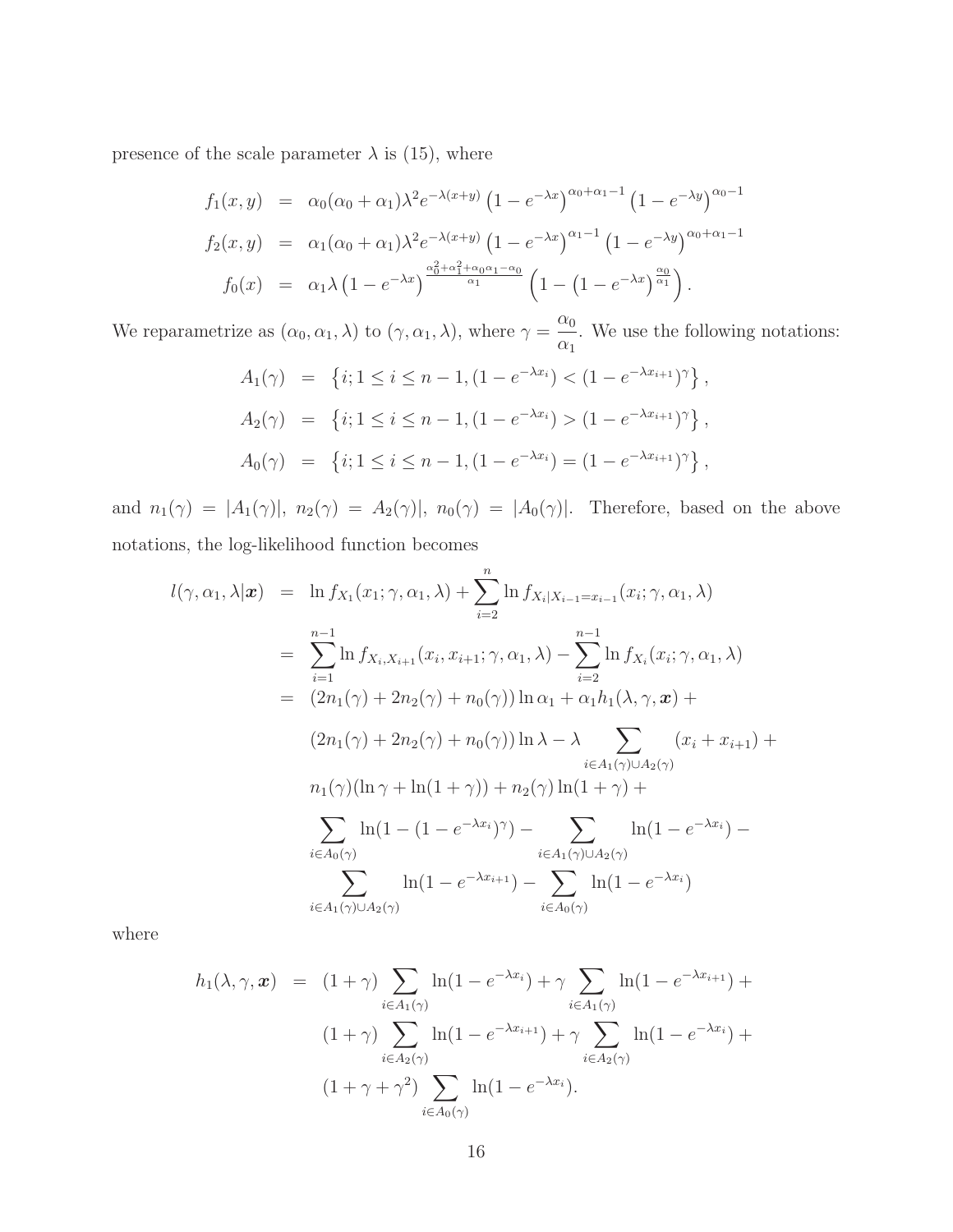presence of the scale parameter $\lambda$ is (15), where

$$
\begin{aligned}
f_1(x,y) &= \alpha_0(\alpha_0+\alpha_1)\lambda^2 e^{-\lambda(x+y)}\left(1-e^{-\lambda x}\right)^{\alpha_0+\alpha_1-1}\left(1-e^{-\lambda y}\right)^{\alpha_0-1} \\
f_2(x,y) &= \alpha_1(\alpha_0+\alpha_1)\lambda^2 e^{-\lambda(x+y)}\left(1-e^{-\lambda x}\right)^{\alpha_1-1}\left(1-e^{-\lambda y}\right)^{\alpha_0+\alpha_1-1} \\
f_0(x) &= \alpha_1\lambda\left(1-e^{-\lambda x}\right)^{\frac{\alpha_0^2+\alpha_1^2+\alpha_0\alpha_1-\alpha_0}{\alpha_1}}\left(1-\left(1-e^{-\lambda x}\right)^{\frac{\alpha_0}{\alpha_1}}\right).
\end{aligned}
$$

We reparametrize as $(\alpha_0,\alpha_1,\lambda)$ to $(\gamma,\alpha_1,\lambda)$, where $\gamma=\dfrac{\alpha_0}{\alpha_1}$. We use the following notations:

$$
\begin{aligned}
A_1(\gamma) &= \left\{i; 1\le i\le n-1, (1-e^{-\lambda x_i}) < (1-e^{-\lambda x_{i+1}})^{\gamma}\right\}, \\
A_2(\gamma) &= \left\{i; 1\le i\le n-1, (1-e^{-\lambda x_i}) > (1-e^{-\lambda x_{i+1}})^{\gamma}\right\}, \\
A_0(\gamma) &= \left\{i; 1\le i\le n-1, (1-e^{-\lambda x_i}) = (1-e^{-\lambda x_{i+1}})^{\gamma}\right\},
\end{aligned}
$$

and $n_1(\gamma)=|A_1(\gamma)|$, $n_2(\gamma)=A_2(\gamma)|$, $n_0(\gamma)=|A_0(\gamma)|$. Therefore, based on the above notations, the log-likelihood function becomes

$$
\begin{aligned}
l(\gamma,\alpha_1,\lambda|\boldsymbol{x}) &= \ln f_{X_1}(x_1;\gamma,\alpha_1,\lambda)+\sum_{i=2}^{n}\ln f_{X_i|X_{i-1}=x_{i-1}}(x_i;\gamma,\alpha_1,\lambda) \\
&= \sum_{i=1}^{n-1}\ln f_{X_i,X_{i+1}}(x_i,x_{i+1};\gamma,\alpha_1,\lambda)-\sum_{i=2}^{n-1}\ln f_{X_i}(x_i;\gamma,\alpha_1,\lambda) \\
&= (2n_1(\gamma)+2n_2(\gamma)+n_0(\gamma))\ln\alpha_1+\alpha_1 h_1(\lambda,\gamma,\boldsymbol{x})+ \\
&\quad (2n_1(\gamma)+2n_2(\gamma)+n_0(\gamma))\ln\lambda-\lambda\sum_{i\in A_1(\gamma)\cup A_2(\gamma)}(x_i+x_{i+1})+ \\
&\quad n_1(\gamma)(\ln\gamma+\ln(1+\gamma))+n_2(\gamma)\ln(1+\gamma)+ \\
&\quad \sum_{i\in A_0(\gamma)}\ln(1-(1-e^{-\lambda x_i})^{\gamma})-\sum_{i\in A_1(\gamma)\cup A_2(\gamma)}\ln(1-e^{-\lambda x_i})- \\
&\quad \sum_{i\in A_1(\gamma)\cup A_2(\gamma)}\ln(1-e^{-\lambda x_{i+1}})-\sum_{i\in A_0(\gamma)}\ln(1-e^{-\lambda x_i})
\end{aligned}
$$

where

$$
\begin{aligned}
h_1(\lambda,\gamma,\boldsymbol{x}) &= (1+\gamma)\sum_{i\in A_1(\gamma)}\ln(1-e^{-\lambda x_i})+\gamma\sum_{i\in A_1(\gamma)}\ln(1-e^{-\lambda x_{i+1}})+ \\
&\quad (1+\gamma)\sum_{i\in A_2(\gamma)}\ln(1-e^{-\lambda x_{i+1}})+\gamma\sum_{i\in A_2(\gamma)}\ln(1-e^{-\lambda x_i})+ \\
&\quad (1+\gamma+\gamma^2)\sum_{i\in A_0(\gamma)}\ln(1-e^{-\lambda x_i}).
\end{aligned}
$$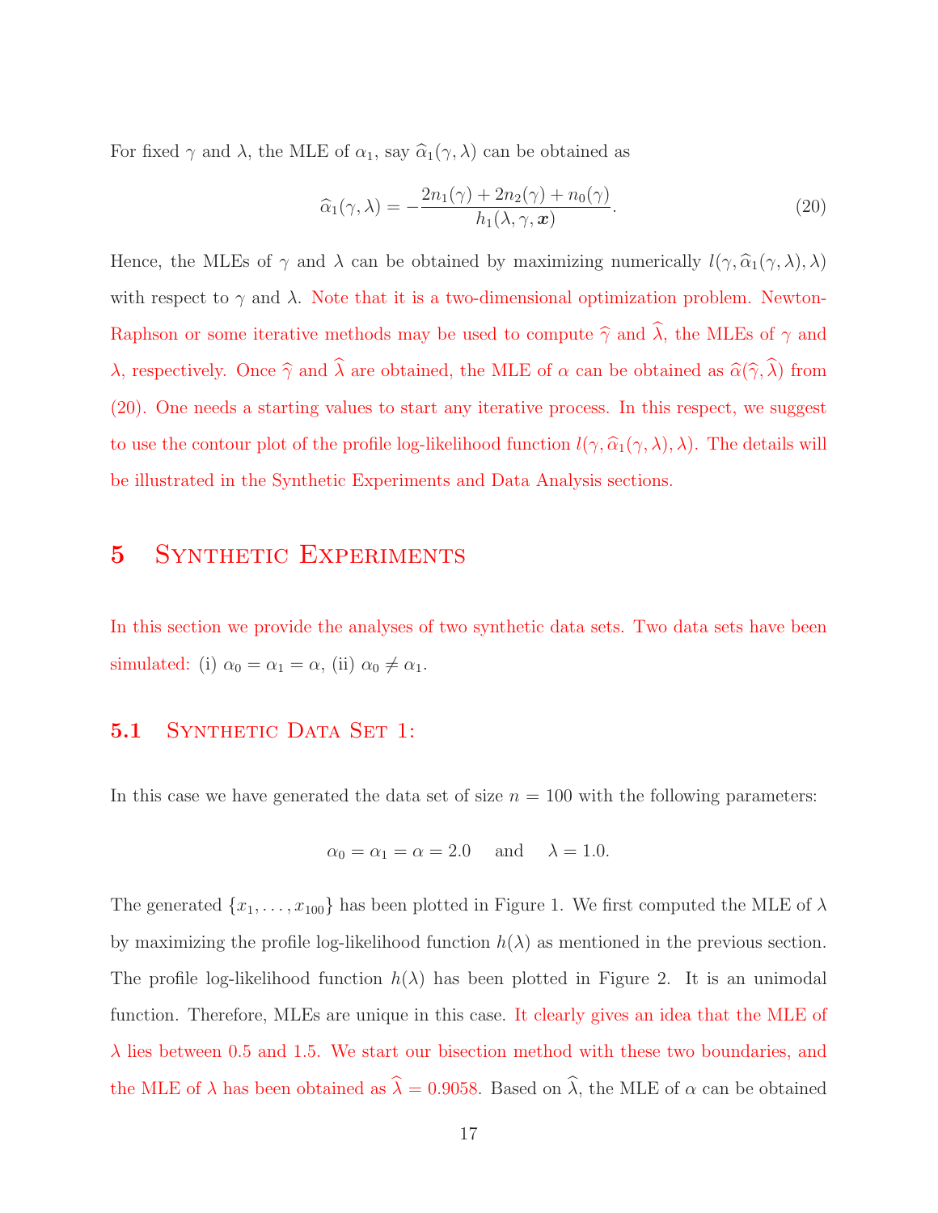For fixed $\gamma$ and $\lambda$, the MLE of $\alpha_1$, say $\widehat{\alpha}_1(\gamma, \lambda)$ can be obtained as

$$\widehat{\alpha}_1(\gamma, \lambda) = -\frac{2n_1(\gamma) + 2n_2(\gamma) + n_0(\gamma)}{h_1(\lambda, \gamma, \boldsymbol{x})}. \tag{20}$$

Hence, the MLEs of $\gamma$ and $\lambda$ can be obtained by maximizing numerically $l(\gamma, \widehat{\alpha}_1(\gamma, \lambda), \lambda)$ with respect to $\gamma$ and $\lambda$. Note that it is a two-dimensional optimization problem. Newton-Raphson or some iterative methods may be used to compute $\widehat{\gamma}$ and $\widehat{\lambda}$, the MLEs of $\gamma$ and $\lambda$, respectively. Once $\widehat{\gamma}$ and $\widehat{\lambda}$ are obtained, the MLE of $\alpha$ can be obtained as $\widehat{\alpha}(\widehat{\gamma}, \widehat{\lambda})$ from (20). One needs a starting values to start any iterative process. In this respect, we suggest to use the contour plot of the profile log-likelihood function $l(\gamma, \widehat{\alpha}_1(\gamma, \lambda), \lambda)$. The details will be illustrated in the Synthetic Experiments and Data Analysis sections.

# 5 Synthetic Experiments

In this section we provide the analyses of two synthetic data sets. Two data sets have been simulated: (i) $\alpha_0 = \alpha_1 = \alpha$, (ii) $\alpha_0 \neq \alpha_1$.

## 5.1 Synthetic Data Set 1:

In this case we have generated the data set of size $n = 100$ with the following parameters:

$$\alpha_0 = \alpha_1 = \alpha = 2.0 \quad \text{and} \quad \lambda = 1.0.$$

The generated $\{x_1, \ldots, x_{100}\}$ has been plotted in Figure 1. We first computed the MLE of $\lambda$ by maximizing the profile log-likelihood function $h(\lambda)$ as mentioned in the previous section. The profile log-likelihood function $h(\lambda)$ has been plotted in Figure 2. It is an unimodal function. Therefore, MLEs are unique in this case. It clearly gives an idea that the MLE of $\lambda$ lies between 0.5 and 1.5. We start our bisection method with these two boundaries, and the MLE of $\lambda$ has been obtained as $\widehat{\lambda} = 0.9058$. Based on $\widehat{\lambda}$, the MLE of $\alpha$ can be obtained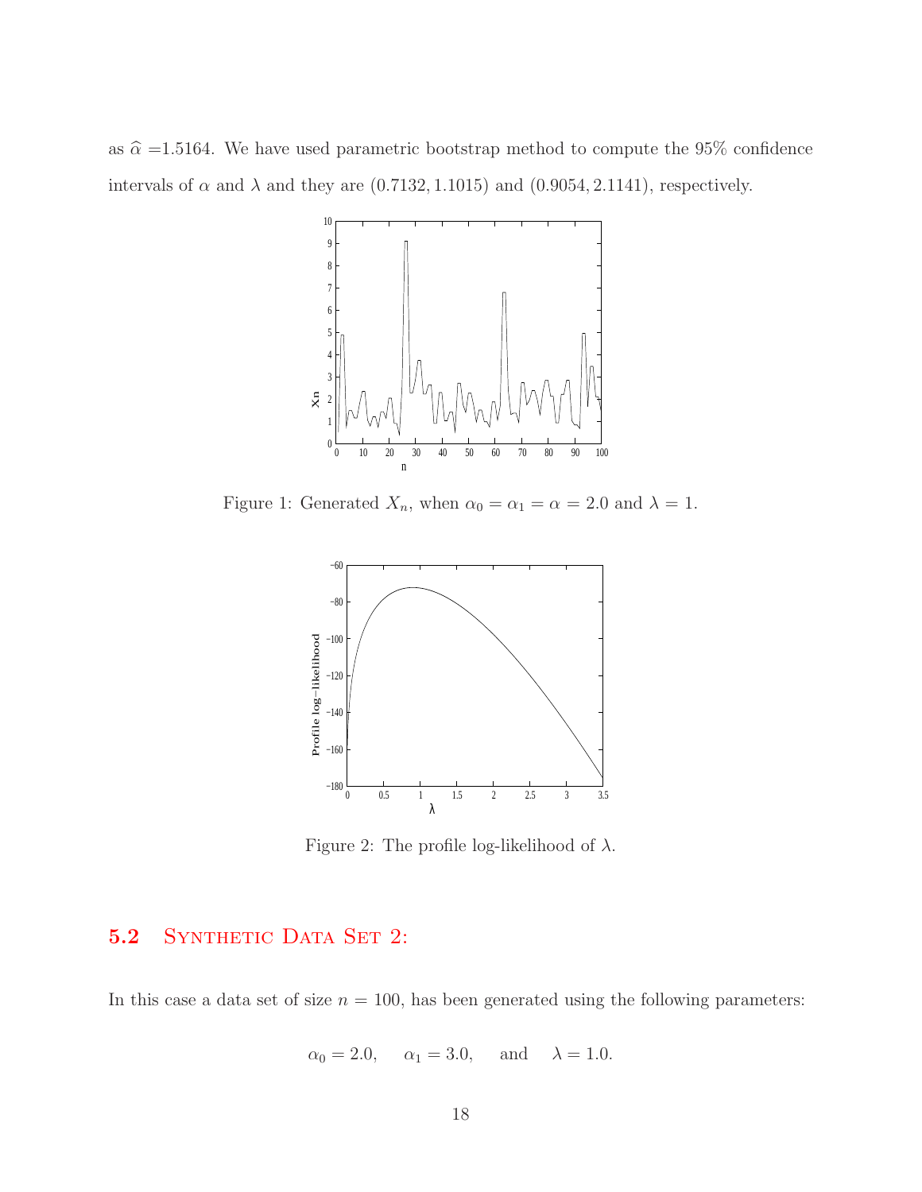as $\widehat{\alpha}$ =1.5164. We have used parametric bootstrap method to compute the 95% confidence intervals of $\alpha$ and $\lambda$ and they are $(0.7132, 1.1015)$ and $(0.9054, 2.1141)$, respectively.

Figure 1: Generated $X_n$, when $\alpha_0 = \alpha_1 = \alpha = 2.0$ and $\lambda = 1$.

Figure 2: The profile log-likelihood of $\lambda$.

## 5.2 Synthetic Data Set 2:

In this case a data set of size $n = 100$, has been generated using the following parameters:

$$\alpha_0 = 2.0, \quad \alpha_1 = 3.0, \quad \text{and} \quad \lambda = 1.0.$$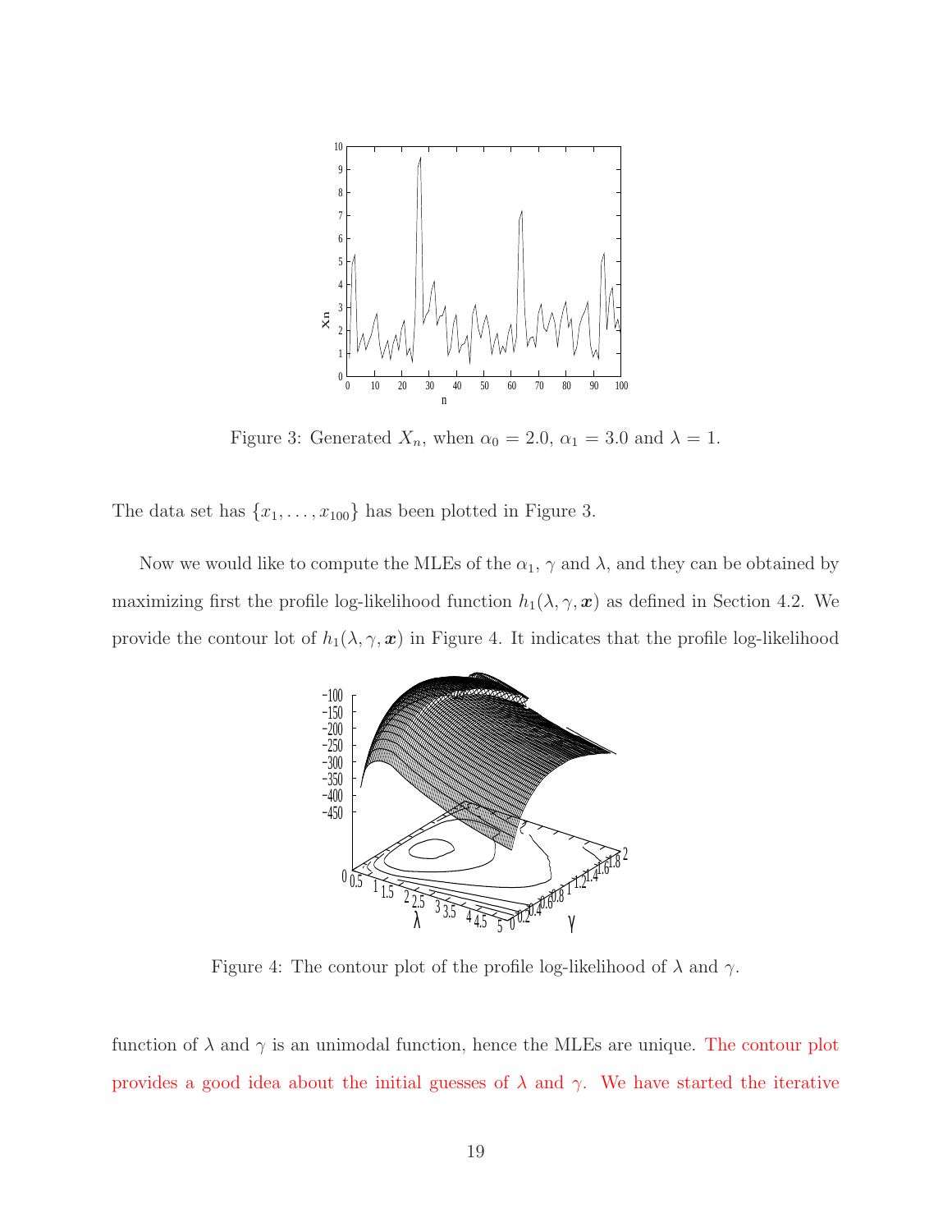Figure 3: Generated $X_n$, when $\alpha_0 = 2.0$, $\alpha_1 = 3.0$ and $\lambda = 1$.

The data set has $\{x_1, \ldots, x_{100}\}$ has been plotted in Figure 3.

Now we would like to compute the MLEs of the $\alpha_1$, $\gamma$ and $\lambda$, and they can be obtained by maximizing first the profile log-likelihood function $h_1(\lambda, \gamma, \boldsymbol{x})$ as defined in Section 4.2. We provide the contour lot of $h_1(\lambda, \gamma, \boldsymbol{x})$ in Figure 4. It indicates that the profile log-likelihood

Figure 4: The contour plot of the profile log-likelihood of $\lambda$ and $\gamma$.

function of $\lambda$ and $\gamma$ is an unimodal function, hence the MLEs are unique. The contour plot provides a good idea about the initial guesses of $\lambda$ and $\gamma$. We have started the iterative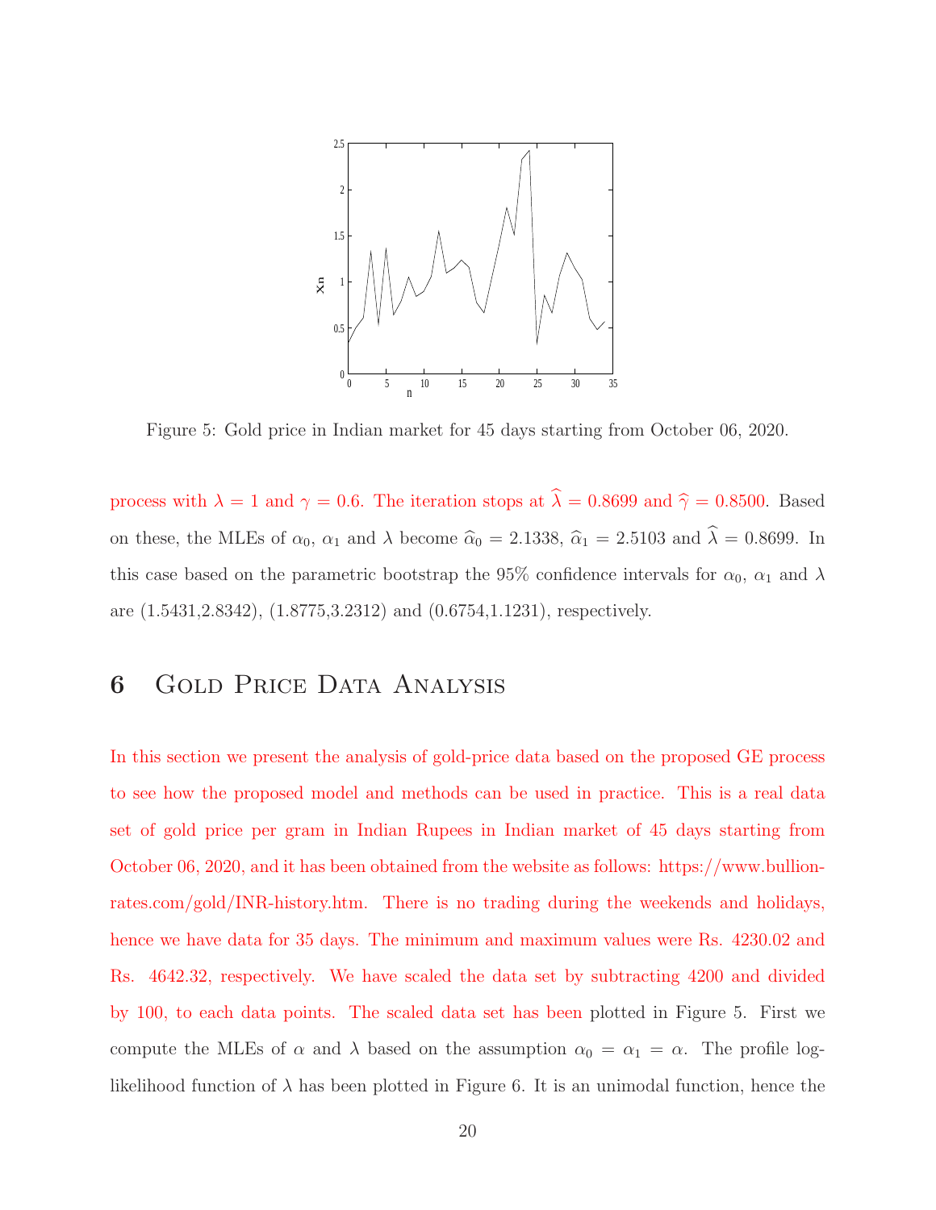Figure 5: Gold price in Indian market for 45 days starting from October 06, 2020.

process with $\lambda = 1$ and $\gamma = 0.6$. The iteration stops at $\widehat{\lambda} = 0.8699$ and $\widehat{\gamma} = 0.8500$. Based on these, the MLEs of $\alpha_0$, $\alpha_1$ and $\lambda$ become $\widehat{\alpha}_0 = 2.1338$, $\widehat{\alpha}_1 = 2.5103$ and $\widehat{\lambda} = 0.8699$. In this case based on the parametric bootstrap the 95% confidence intervals for $\alpha_0$, $\alpha_1$ and $\lambda$ are (1.5431,2.8342), (1.8775,3.2312) and (0.6754,1.1231), respectively.

# 6 Gold Price Data Analysis

In this section we present the analysis of gold-price data based on the proposed GE process to see how the proposed model and methods can be used in practice. This is a real data set of gold price per gram in Indian Rupees in Indian market of 45 days starting from October 06, 2020, and it has been obtained from the website as follows: https://www.bullion-rates.com/gold/INR-history.htm. There is no trading during the weekends and holidays, hence we have data for 35 days. The minimum and maximum values were Rs. 4230.02 and Rs. 4642.32, respectively. We have scaled the data set by subtracting 4200 and divided by 100, to each data points. The scaled data set has been plotted in Figure 5. First we compute the MLEs of $\alpha$ and $\lambda$ based on the assumption $\alpha_0 = \alpha_1 = \alpha$. The profile log-likelihood function of $\lambda$ has been plotted in Figure 6. It is an unimodal function, hence the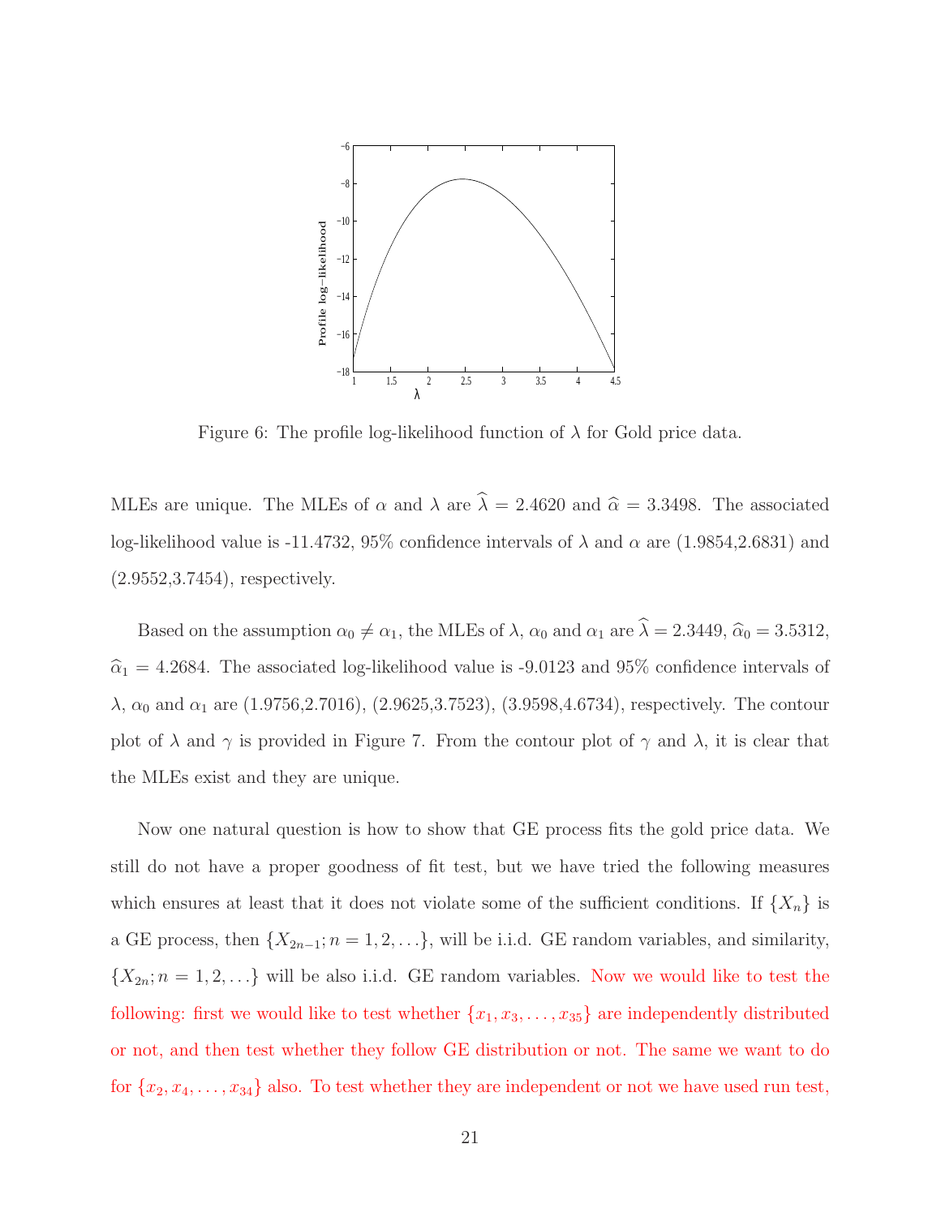Figure 6: The profile log-likelihood function of $\lambda$ for Gold price data.

MLEs are unique. The MLEs of $\alpha$ and $\lambda$ are $\widehat{\lambda} = 2.4620$ and $\widehat{\alpha} = 3.3498$. The associated log-likelihood value is -11.4732, 95% confidence intervals of $\lambda$ and $\alpha$ are (1.9854,2.6831) and (2.9552,3.7454), respectively.

Based on the assumption $\alpha_0 \neq \alpha_1$, the MLEs of $\lambda$, $\alpha_0$ and $\alpha_1$ are $\widehat{\lambda} = 2.3449$, $\widehat{\alpha}_0 = 3.5312$, $\widehat{\alpha}_1 = 4.2684$. The associated log-likelihood value is -9.0123 and 95% confidence intervals of $\lambda$, $\alpha_0$ and $\alpha_1$ are (1.9756,2.7016), (2.9625,3.7523), (3.9598,4.6734), respectively. The contour plot of $\lambda$ and $\gamma$ is provided in Figure 7. From the contour plot of $\gamma$ and $\lambda$, it is clear that the MLEs exist and they are unique.

Now one natural question is how to show that GE process fits the gold price data. We still do not have a proper goodness of fit test, but we have tried the following measures which ensures at least that it does not violate some of the sufficient conditions. If $\{X_n\}$ is a GE process, then $\{X_{2n-1}; n = 1, 2, \ldots\}$, will be i.i.d. GE random variables, and similarity, $\{X_{2n}; n = 1, 2, \ldots\}$ will be also i.i.d. GE random variables. Now we would like to test the following: first we would like to test whether $\{x_1, x_3, \ldots, x_{35}\}$ are independently distributed or not, and then test whether they follow GE distribution or not. The same we want to do for $\{x_2, x_4, \ldots, x_{34}\}$ also. To test whether they are independent or not we have used run test,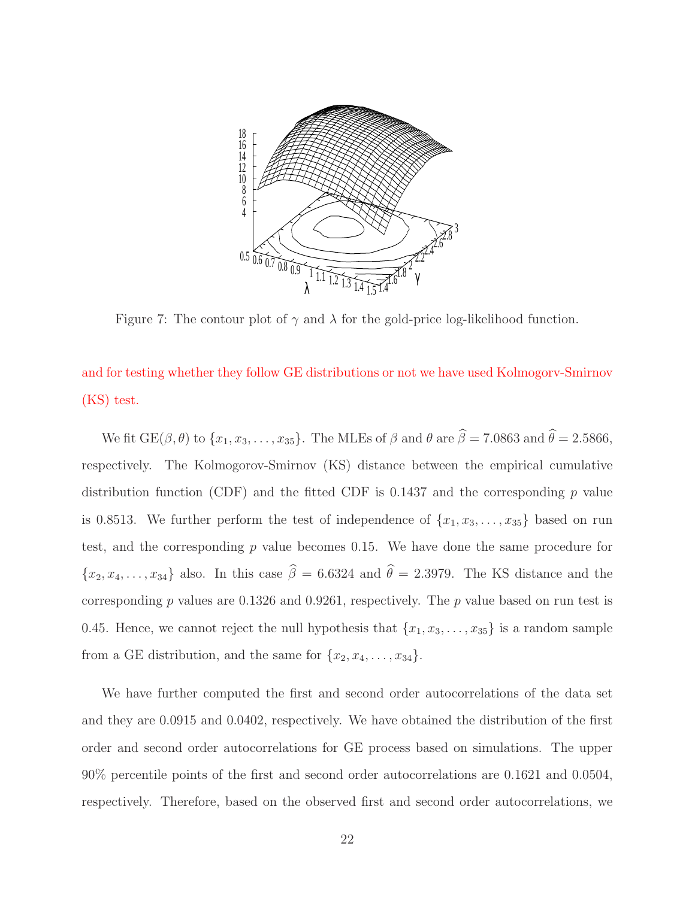Figure 7: The contour plot of $\gamma$ and $\lambda$ for the gold-price log-likelihood function.

and for testing whether they follow GE distributions or not we have used Kolmogorv-Smirnov (KS) test.

We fit GE$(\beta, \theta)$ to $\{x_1, x_3, \ldots, x_{35}\}$. The MLEs of $\beta$ and $\theta$ are $\widehat{\beta} = 7.0863$ and $\widehat{\theta} = 2.5866$, respectively. The Kolmogorov-Smirnov (KS) distance between the empirical cumulative distribution function (CDF) and the fitted CDF is 0.1437 and the corresponding $p$ value is 0.8513. We further perform the test of independence of $\{x_1, x_3, \ldots, x_{35}\}$ based on run test, and the corresponding $p$ value becomes 0.15. We have done the same procedure for $\{x_2, x_4, \ldots, x_{34}\}$ also. In this case $\widehat{\beta} = 6.6324$ and $\widehat{\theta} = 2.3979$. The KS distance and the corresponding $p$ values are 0.1326 and 0.9261, respectively. The $p$ value based on run test is 0.45. Hence, we cannot reject the null hypothesis that $\{x_1, x_3, \ldots, x_{35}\}$ is a random sample from a GE distribution, and the same for $\{x_2, x_4, \ldots, x_{34}\}$.

We have further computed the first and second order autocorrelations of the data set and they are 0.0915 and 0.0402, respectively. We have obtained the distribution of the first order and second order autocorrelations for GE process based on simulations. The upper 90% percentile points of the first and second order autocorrelations are 0.1621 and 0.0504, respectively. Therefore, based on the observed first and second order autocorrelations, we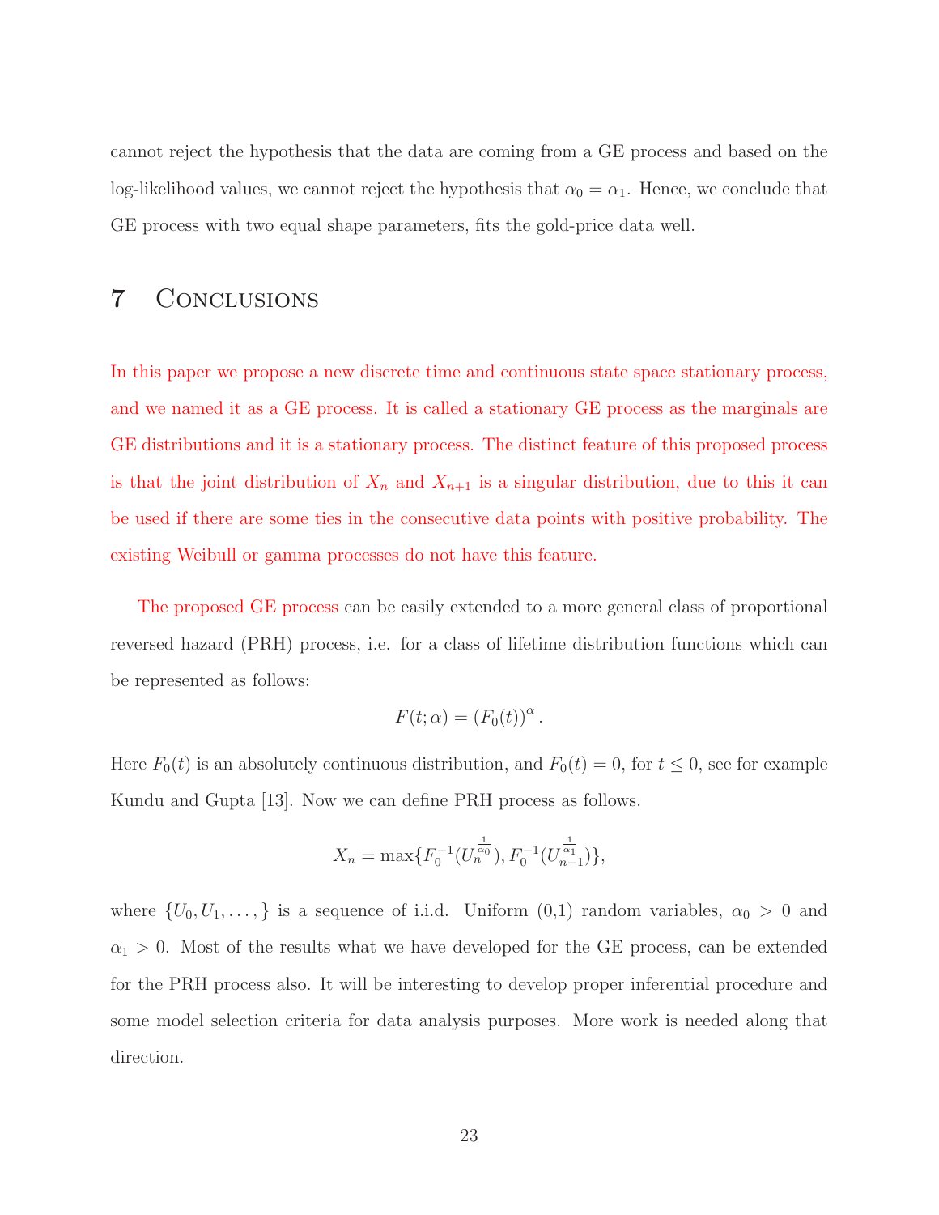cannot reject the hypothesis that the data are coming from a GE process and based on the log-likelihood values, we cannot reject the hypothesis that $\alpha_0 = \alpha_1$. Hence, we conclude that GE process with two equal shape parameters, fits the gold-price data well.

# 7 Conclusions

In this paper we propose a new discrete time and continuous state space stationary process, and we named it as a GE process. It is called a stationary GE process as the marginals are GE distributions and it is a stationary process. The distinct feature of this proposed process is that the joint distribution of $X_n$ and $X_{n+1}$ is a singular distribution, due to this it can be used if there are some ties in the consecutive data points with positive probability. The existing Weibull or gamma processes do not have this feature.

The proposed GE process can be easily extended to a more general class of proportional reversed hazard (PRH) process, i.e. for a class of lifetime distribution functions which can be represented as follows:

$$F(t;\alpha) = (F_0(t))^{\alpha}.$$

Here $F_0(t)$ is an absolutely continuous distribution, and $F_0(t) = 0$, for $t \le 0$, see for example Kundu and Gupta [13]. Now we can define PRH process as follows.

$$X_n = \max\{F_0^{-1}(U_n^{\frac{1}{\alpha_0}}), F_0^{-1}(U_{n-1}^{\frac{1}{\alpha_1}})\},$$

where $\{U_0, U_1, \ldots,\}$ is a sequence of i.i.d. Uniform (0,1) random variables, $\alpha_0 > 0$ and $\alpha_1 > 0$. Most of the results what we have developed for the GE process, can be extended for the PRH process also. It will be interesting to develop proper inferential procedure and some model selection criteria for data analysis purposes. More work is needed along that direction.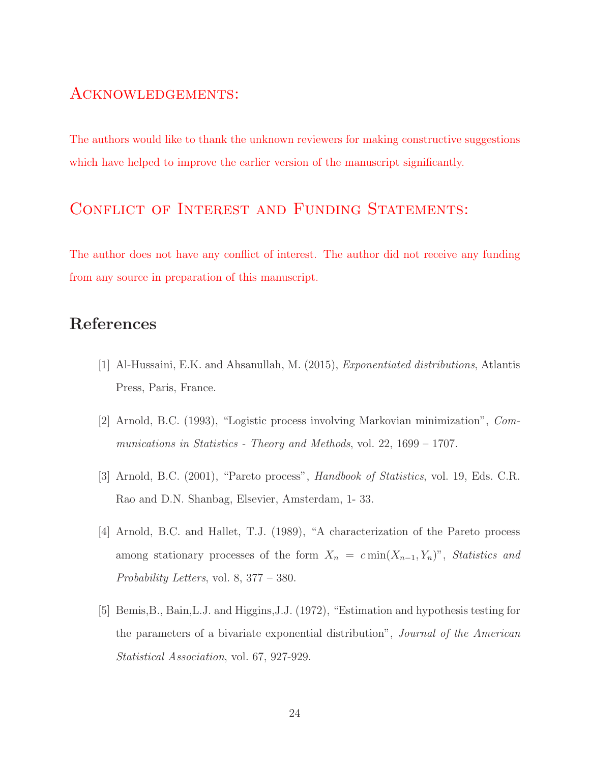## Acknowledgements:

The authors would like to thank the unknown reviewers for making constructive suggestions which have helped to improve the earlier version of the manuscript significantly.

## Conflict of Interest and Funding Statements:

The author does not have any conflict of interest. The author did not receive any funding from any source in preparation of this manuscript.

## References

[1] Al-Hussaini, E.K. and Ahsanullah, M. (2015), *Exponentiated distributions*, Atlantis Press, Paris, France.

[2] Arnold, B.C. (1993), "Logistic process involving Markovian minimization", *Communications in Statistics - Theory and Methods*, vol. 22, 1699 – 1707.

[3] Arnold, B.C. (2001), "Pareto process", *Handbook of Statistics*, vol. 19, Eds. C.R. Rao and D.N. Shanbag, Elsevier, Amsterdam, 1- 33.

[4] Arnold, B.C. and Hallet, T.J. (1989), "A characterization of the Pareto process among stationary processes of the form $X_n = c\min(X_{n-1}, Y_n)$", *Statistics and Probability Letters*, vol. 8, 377 – 380.

[5] Bemis,B., Bain,L.J. and Higgins,J.J. (1972), "Estimation and hypothesis testing for the parameters of a bivariate exponential distribution", *Journal of the American Statistical Association*, vol. 67, 927-929.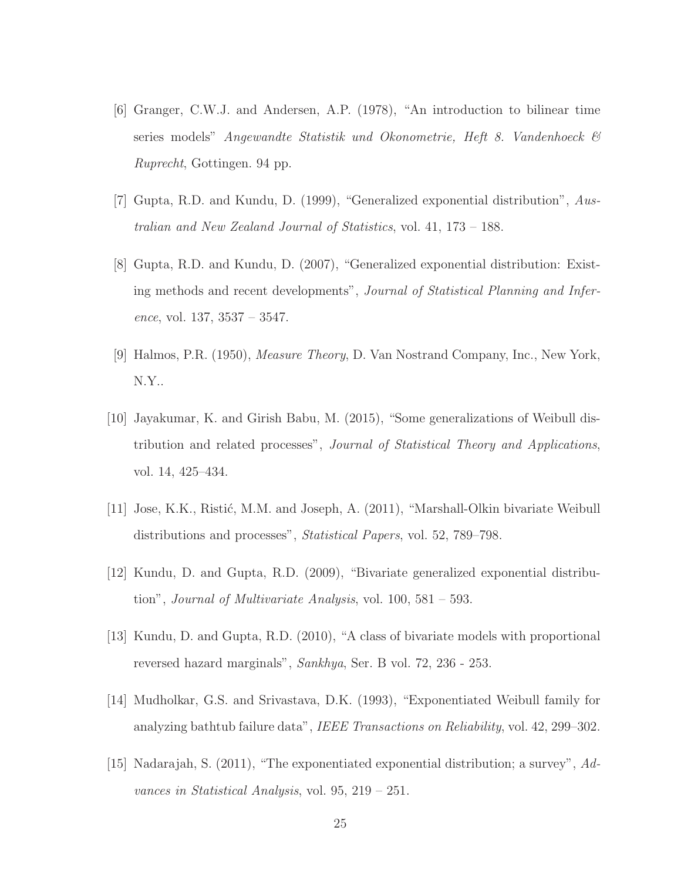[6] Granger, C.W.J. and Andersen, A.P. (1978), "An introduction to bilinear time series models" *Angewandte Statistik und Okonometrie, Heft 8. Vandenhoeck & Ruprecht*, Gottingen. 94 pp.

[7] Gupta, R.D. and Kundu, D. (1999), "Generalized exponential distribution", *Australian and New Zealand Journal of Statistics*, vol. 41, 173 – 188.

[8] Gupta, R.D. and Kundu, D. (2007), "Generalized exponential distribution: Existing methods and recent developments", *Journal of Statistical Planning and Inference*, vol. 137, 3537 – 3547.

[9] Halmos, P.R. (1950), *Measure Theory*, D. Van Nostrand Company, Inc., New York, N.Y..

[10] Jayakumar, K. and Girish Babu, M. (2015), "Some generalizations of Weibull distribution and related processes", *Journal of Statistical Theory and Applications*, vol. 14, 425–434.

[11] Jose, K.K., Ristić, M.M. and Joseph, A. (2011), "Marshall-Olkin bivariate Weibull distributions and processes", *Statistical Papers*, vol. 52, 789–798.

[12] Kundu, D. and Gupta, R.D. (2009), "Bivariate generalized exponential distribution", *Journal of Multivariate Analysis*, vol. 100, 581 – 593.

[13] Kundu, D. and Gupta, R.D. (2010), "A class of bivariate models with proportional reversed hazard marginals", *Sankhya*, Ser. B vol. 72, 236 - 253.

[14] Mudholkar, G.S. and Srivastava, D.K. (1993), "Exponentiated Weibull family for analyzing bathtub failure data", *IEEE Transactions on Reliability*, vol. 42, 299–302.

[15] Nadarajah, S. (2011), "The exponentiated exponential distribution; a survey", *Advances in Statistical Analysis*, vol. 95, 219 – 251.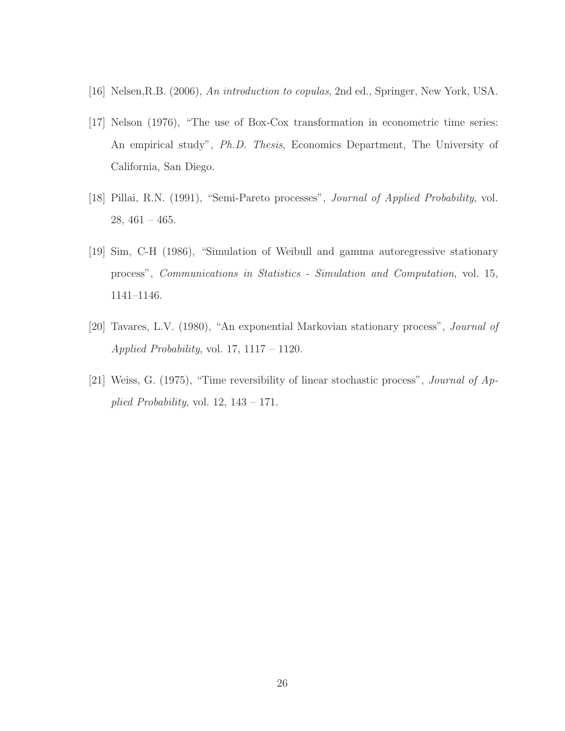[16] Nelsen,R.B. (2006), *An introduction to copulas*, 2nd ed., Springer, New York, USA.

[17] Nelson (1976), "The use of Box-Cox transformation in econometric time series: An empirical study", *Ph.D. Thesis*, Economics Department, The University of California, San Diego.

[18] Pillai, R.N. (1991), "Semi-Pareto processes", *Journal of Applied Probability*, vol. 28, 461 – 465.

[19] Sim, C-H (1986), "Simulation of Weibull and gamma autoregressive stationary process", *Communications in Statistics - Simulation and Computation*, vol. 15, 1141–1146.

[20] Tavares, L.V. (1980), "An exponential Markovian stationary process", *Journal of Applied Probability*, vol. 17, 1117 – 1120.

[21] Weiss, G. (1975), "Time reversibility of linear stochastic process", *Journal of Applied Probability*, vol. 12, 143 – 171.